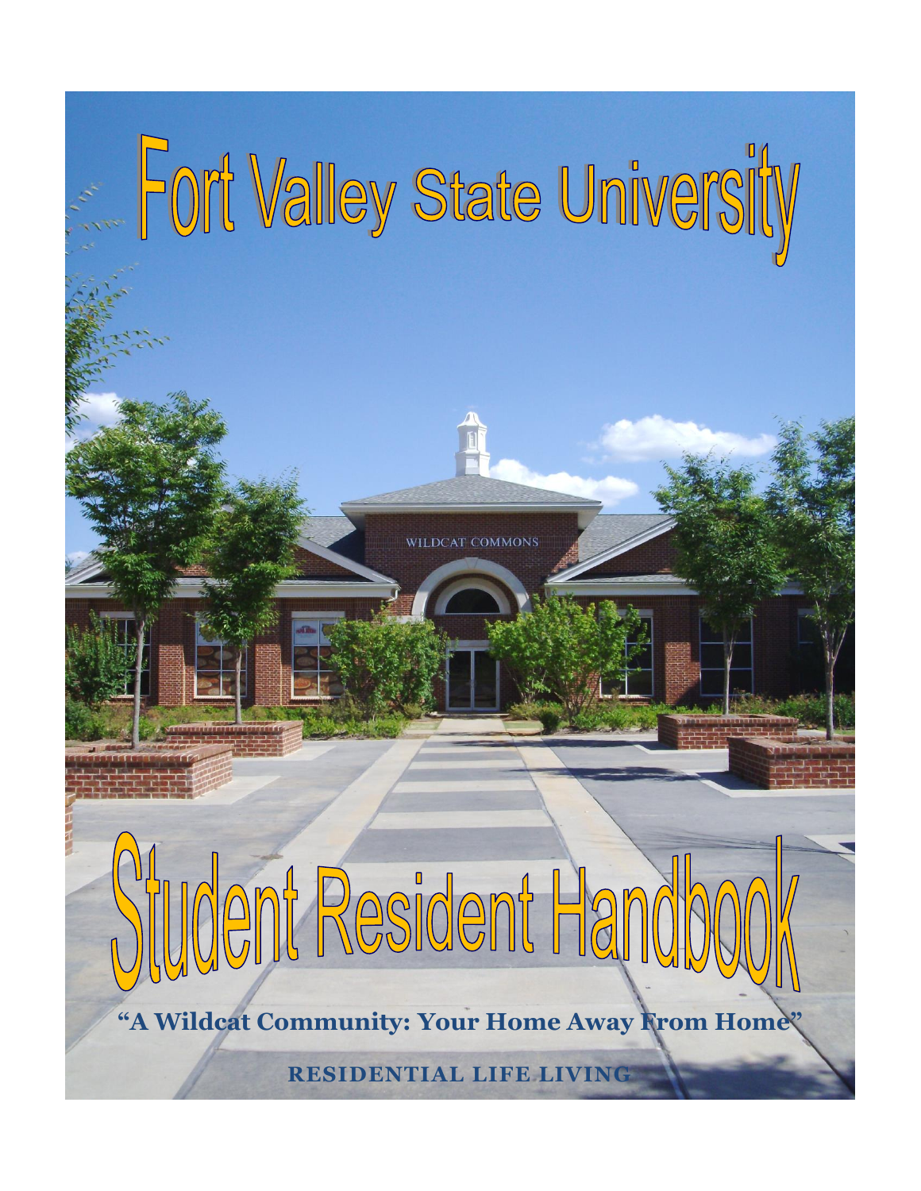# Fort Valley State University

# Student Resident Handbook

**"A Wildcat Community: Your Home Away From Home"**

**RESIDENTIAL LIFE LIVING**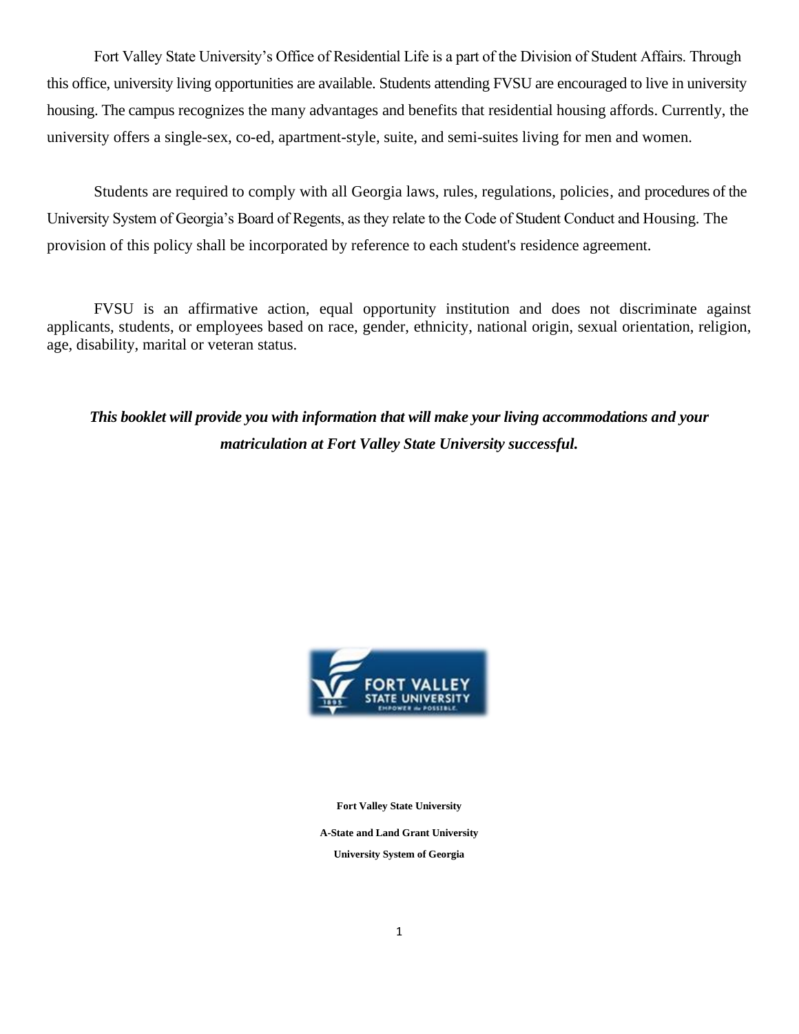Fort Valley State University's Office of Residential Life is a part of the Division of Student Affairs. Through this office, university living opportunities are available. Students attending FVSU are encouraged to live in university housing. The campus recognizes the many advantages and benefits that residential housing affords. Currently, the university offers a single-sex, co-ed, apartment-style, suite, and semi-suites living for men and women.

Students are required to comply with all Georgia laws, rules, regulations, policies, and procedures of the University System of Georgia's Board of Regents, as they relate to the Code of Student Conduct and Housing. The provision of this policy shall be incorporated by reference to each student's residence agreement.

FVSU is an affirmative action, equal opportunity institution and does not discriminate against applicants, students, or employees based on race, gender, ethnicity, national origin, sexual orientation, religion, age, disability, marital or veteran status.

***This booklet will provide you with information that will make your living accommodations and your matriculation at Fort Valley State University successful.***

**Fort Valley State University**

**A-State and Land Grant University**

**University System of Georgia**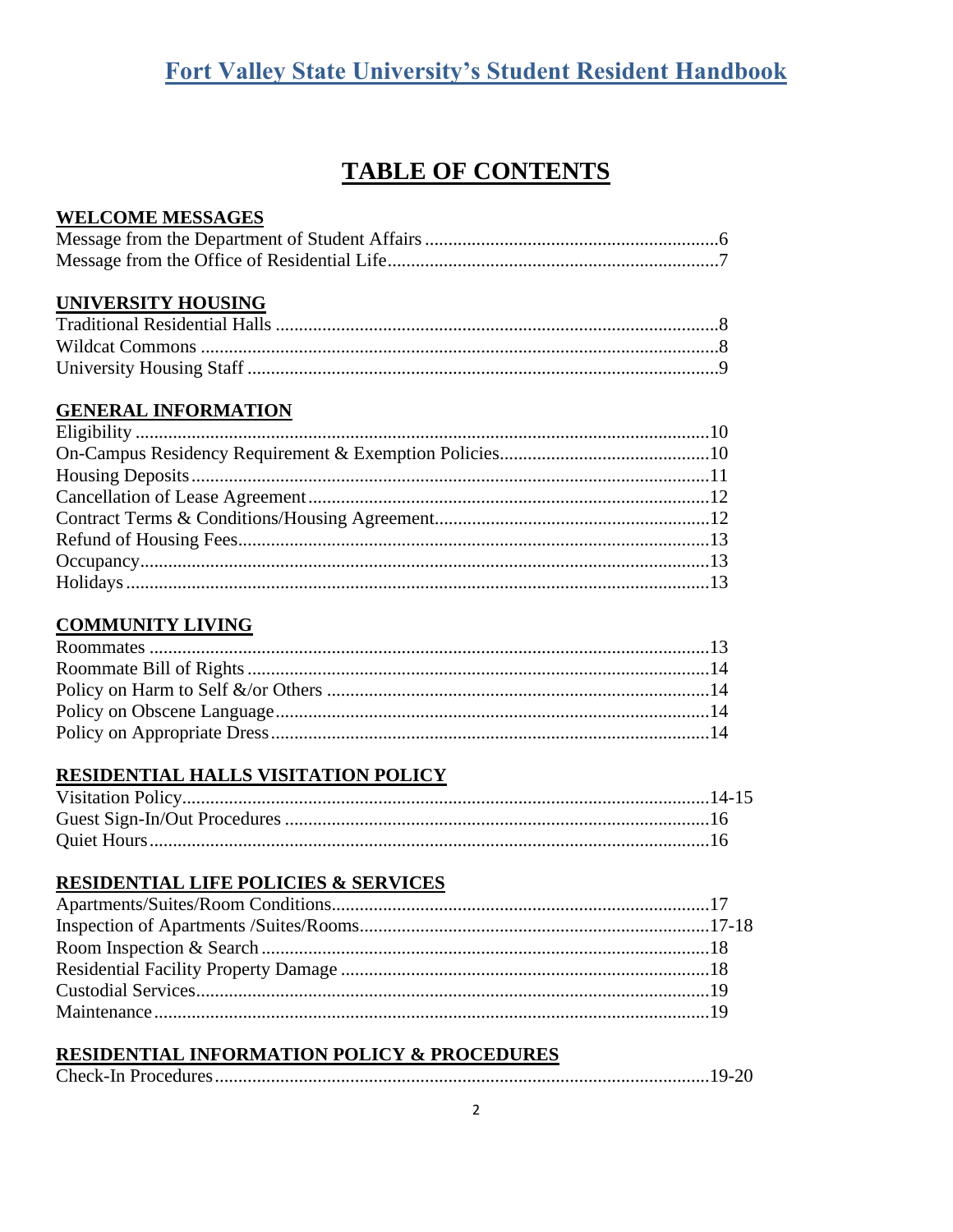# TABLE OF CONTENTS

## WELCOME MESSAGES

Message from the Department of Student Affairs ........................................ 6
Message from the Office of Residential Life ........................................ 7

## UNIVERSITY HOUSING

Traditional Residential Halls ........................................ 8
Wildcat Commons ........................................ 8
University Housing Staff ........................................ 9

## GENERAL INFORMATION

Eligibility ........................................ 10
On-Campus Residency Requirement & Exemption Policies ........................................ 10
Housing Deposits ........................................ 11
Cancellation of Lease Agreement ........................................ 12
Contract Terms & Conditions/Housing Agreement ........................................ 12
Refund of Housing Fees ........................................ 13
Occupancy ........................................ 13
Holidays ........................................ 13

## COMMUNITY LIVING

Roommates ........................................ 13
Roommate Bill of Rights ........................................ 14
Policy on Harm to Self &/or Others ........................................ 14
Policy on Obscene Language ........................................ 14
Policy on Appropriate Dress ........................................ 14

## RESIDENTIAL HALLS VISITATION POLICY

Visitation Policy ........................................ 14-15
Guest Sign-In/Out Procedures ........................................ 16
Quiet Hours ........................................ 16

## RESIDENTIAL LIFE POLICIES & SERVICES

Apartments/Suites/Room Conditions ........................................ 17
Inspection of Apartments /Suites/Rooms ........................................ 17-18
Room Inspection & Search ........................................ 18
Residential Facility Property Damage ........................................ 18
Custodial Services ........................................ 19
Maintenance ........................................ 19

## RESIDENTIAL INFORMATION POLICY & PROCEDURES

Check-In Procedures ........................................ 19-20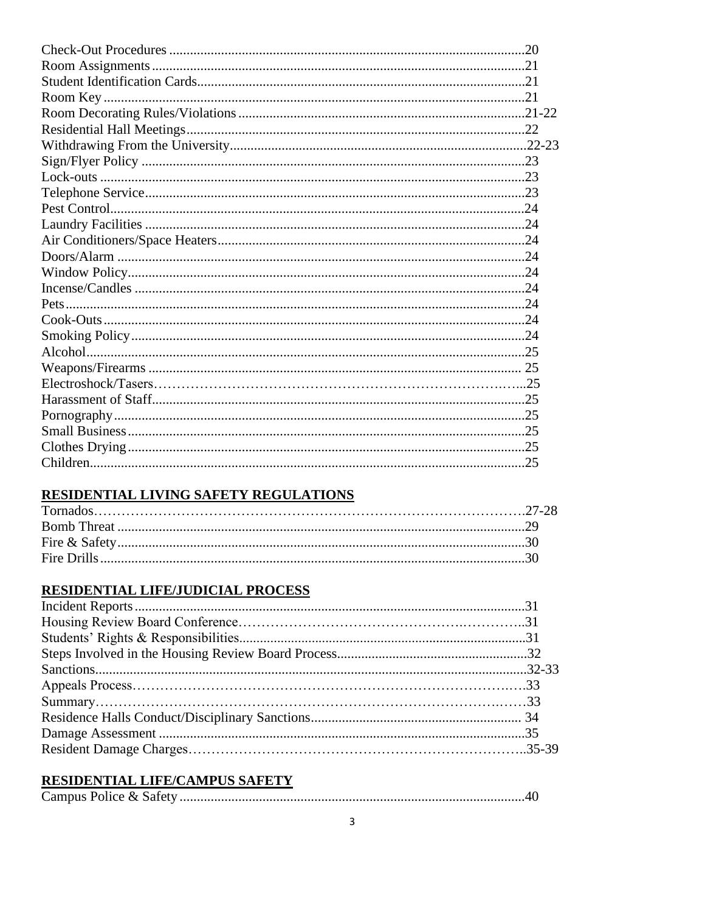Check-Out Procedures......20
Room Assignments......21
Student Identification Cards......21
Room Key......21
Room Decorating Rules/Violations......21-22
Residential Hall Meetings......22
Withdrawing From the University......22-23
Sign/Flyer Policy......23
Lock-outs......23
Telephone Service......23
Pest Control......24
Laundry Facilities......24
Air Conditioners/Space Heaters......24
Doors/Alarm......24
Window Policy......24
Incense/Candles......24
Pets......24
Cook-Outs......24
Smoking Policy......24
Alcohol......25
Weapons/Firearms......25
Electroshock/Tasers......25
Harassment of Staff......25
Pornography......25
Small Business......25
Clothes Drying......25
Children......25

## RESIDENTIAL LIVING SAFETY REGULATIONS

Tornados......27-28
Bomb Threat......29
Fire & Safety......30
Fire Drills......30

## RESIDENTIAL LIFE/JUDICIAL PROCESS

Incident Reports......31
Housing Review Board Conference......31
Students' Rights & Responsibilities......31
Steps Involved in the Housing Review Board Process......32
Sanctions......32-33
Appeals Process......33
Summary......33
Residence Halls Conduct/Disciplinary Sanctions......34
Damage Assessment......35
Resident Damage Charges......35-39

## RESIDENTIAL LIFE/CAMPUS SAFETY

Campus Police & Safety......40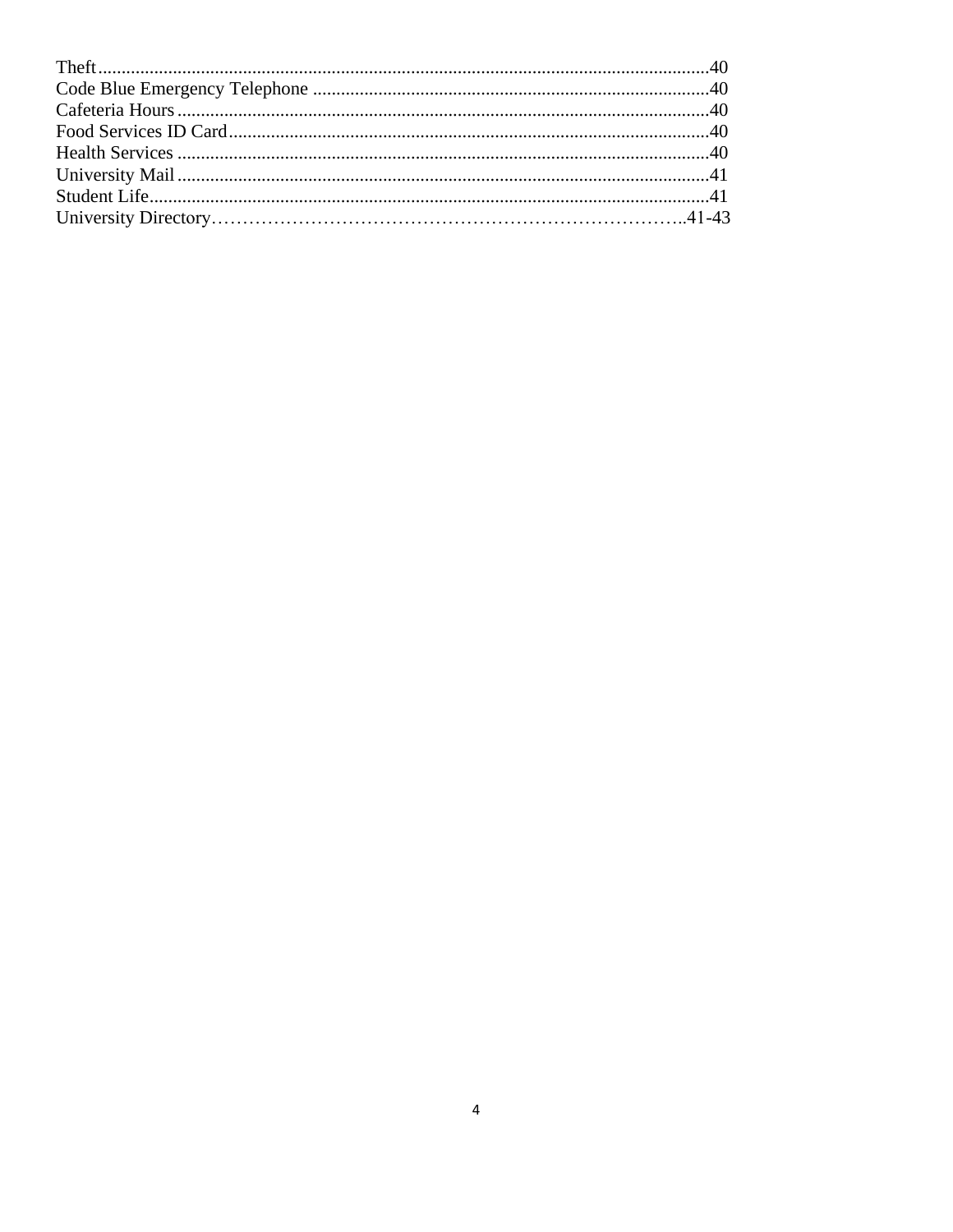Theft ..................................................................................................................................40
Code Blue Emergency Telephone .....................................................................................40
Cafeteria Hours ...................................................................................................................40
Food Services ID Card .......................................................................................................40
Health Services ..................................................................................................................40
University Mail ..................................................................................................................41
Student Life ........................................................................................................................41
University Directory……………………………………………………………………..41-43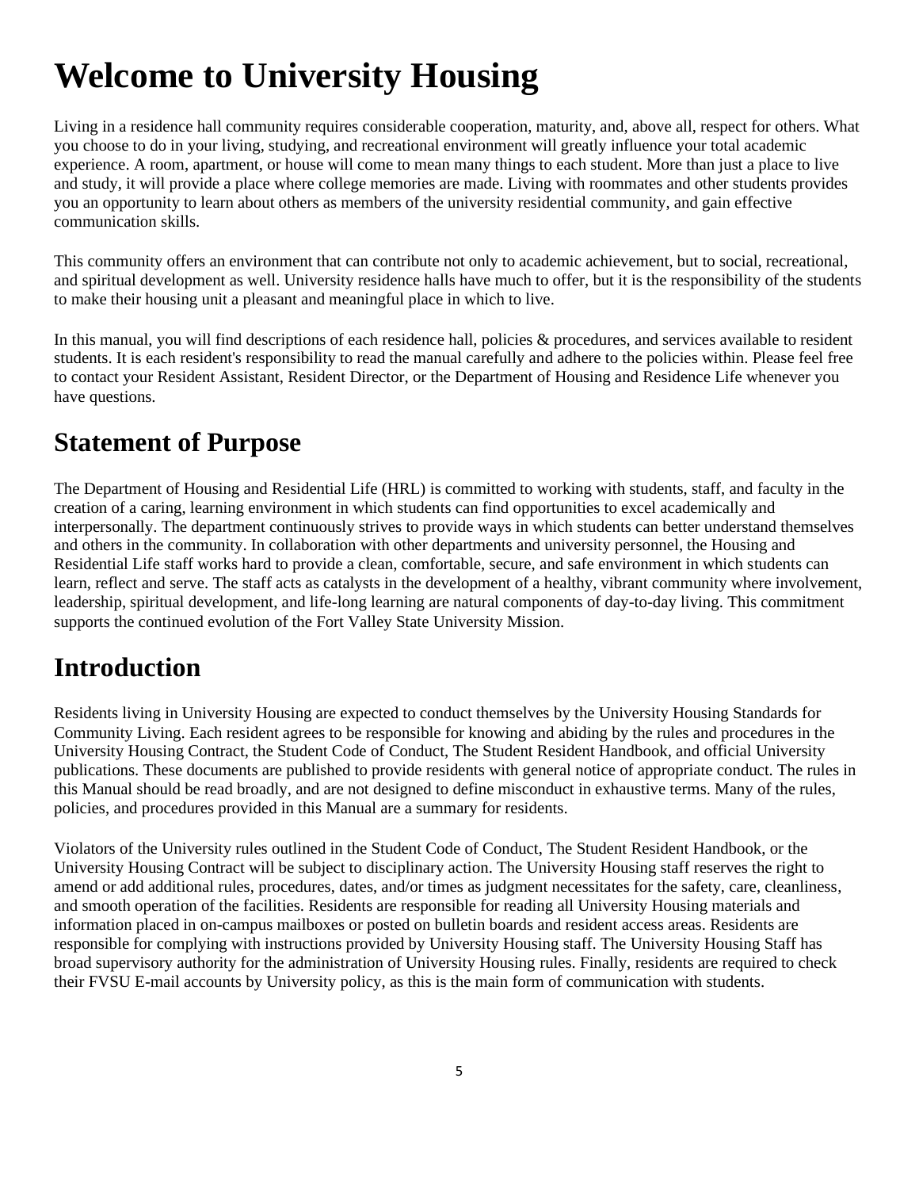# Welcome to University Housing

Living in a residence hall community requires considerable cooperation, maturity, and, above all, respect for others. What you choose to do in your living, studying, and recreational environment will greatly influence your total academic experience. A room, apartment, or house will come to mean many things to each student. More than just a place to live and study, it will provide a place where college memories are made. Living with roommates and other students provides you an opportunity to learn about others as members of the university residential community, and gain effective communication skills.

This community offers an environment that can contribute not only to academic achievement, but to social, recreational, and spiritual development as well. University residence halls have much to offer, but it is the responsibility of the students to make their housing unit a pleasant and meaningful place in which to live.

In this manual, you will find descriptions of each residence hall, policies & procedures, and services available to resident students. It is each resident's responsibility to read the manual carefully and adhere to the policies within. Please feel free to contact your Resident Assistant, Resident Director, or the Department of Housing and Residence Life whenever you have questions.

## Statement of Purpose

The Department of Housing and Residential Life (HRL) is committed to working with students, staff, and faculty in the creation of a caring, learning environment in which students can find opportunities to excel academically and interpersonally. The department continuously strives to provide ways in which students can better understand themselves and others in the community. In collaboration with other departments and university personnel, the Housing and Residential Life staff works hard to provide a clean, comfortable, secure, and safe environment in which students can learn, reflect and serve. The staff acts as catalysts in the development of a healthy, vibrant community where involvement, leadership, spiritual development, and life-long learning are natural components of day-to-day living. This commitment supports the continued evolution of the Fort Valley State University Mission.

## Introduction

Residents living in University Housing are expected to conduct themselves by the University Housing Standards for Community Living. Each resident agrees to be responsible for knowing and abiding by the rules and procedures in the University Housing Contract, the Student Code of Conduct, The Student Resident Handbook, and official University publications. These documents are published to provide residents with general notice of appropriate conduct. The rules in this Manual should be read broadly, and are not designed to define misconduct in exhaustive terms. Many of the rules, policies, and procedures provided in this Manual are a summary for residents.

Violators of the University rules outlined in the Student Code of Conduct, The Student Resident Handbook, or the University Housing Contract will be subject to disciplinary action. The University Housing staff reserves the right to amend or add additional rules, procedures, dates, and/or times as judgment necessitates for the safety, care, cleanliness, and smooth operation of the facilities. Residents are responsible for reading all University Housing materials and information placed in on-campus mailboxes or posted on bulletin boards and resident access areas. Residents are responsible for complying with instructions provided by University Housing staff. The University Housing Staff has broad supervisory authority for the administration of University Housing rules. Finally, residents are required to check their FVSU E-mail accounts by University policy, as this is the main form of communication with students.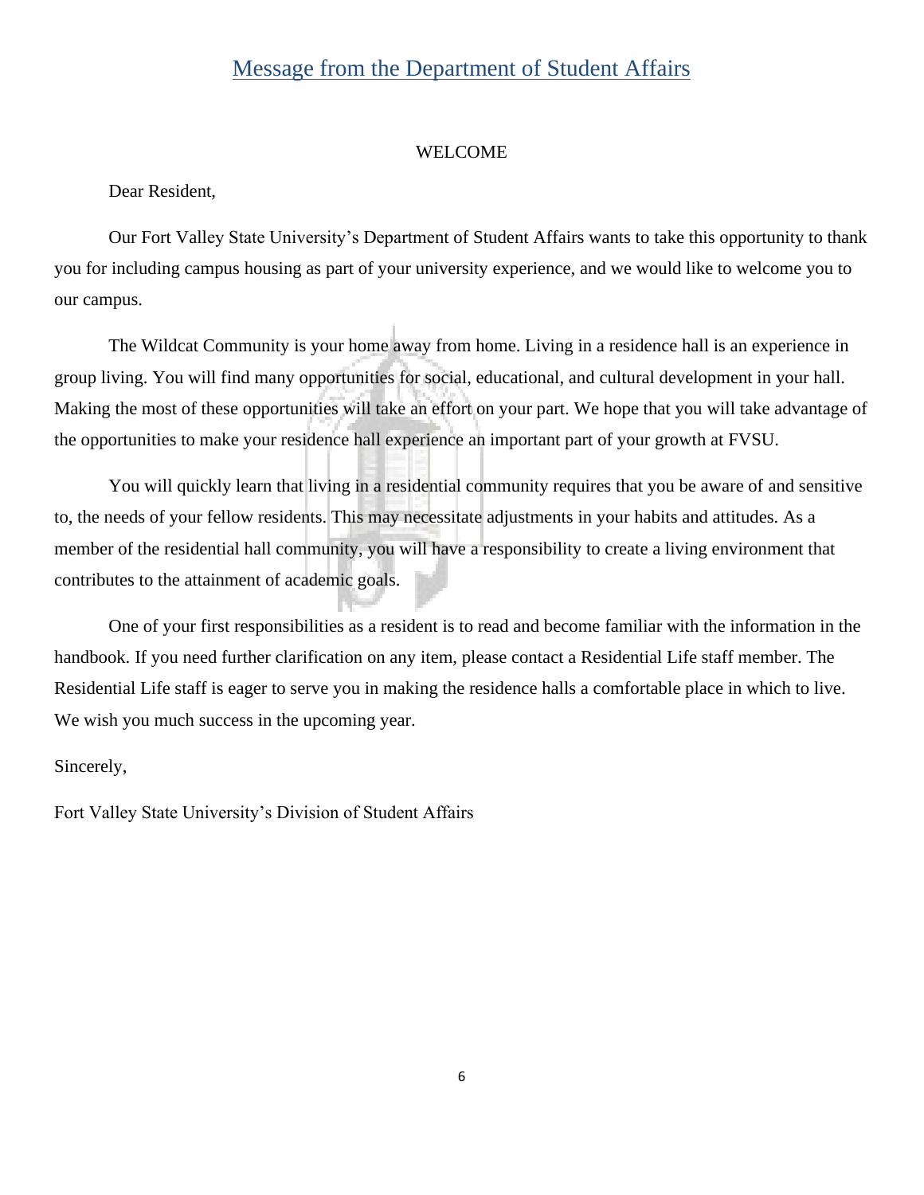## Message from the Department of Student Affairs

WELCOME

Dear Resident,

Our Fort Valley State University's Department of Student Affairs wants to take this opportunity to thank you for including campus housing as part of your university experience, and we would like to welcome you to our campus.

The Wildcat Community is your home away from home. Living in a residence hall is an experience in group living. You will find many opportunities for social, educational, and cultural development in your hall. Making the most of these opportunities will take an effort on your part. We hope that you will take advantage of the opportunities to make your residence hall experience an important part of your growth at FVSU.

You will quickly learn that living in a residential community requires that you be aware of and sensitive to, the needs of your fellow residents. This may necessitate adjustments in your habits and attitudes. As a member of the residential hall community, you will have a responsibility to create a living environment that contributes to the attainment of academic goals.

One of your first responsibilities as a resident is to read and become familiar with the information in the handbook. If you need further clarification on any item, please contact a Residential Life staff member. The Residential Life staff is eager to serve you in making the residence halls a comfortable place in which to live. We wish you much success in the upcoming year.

Sincerely,

Fort Valley State University's Division of Student Affairs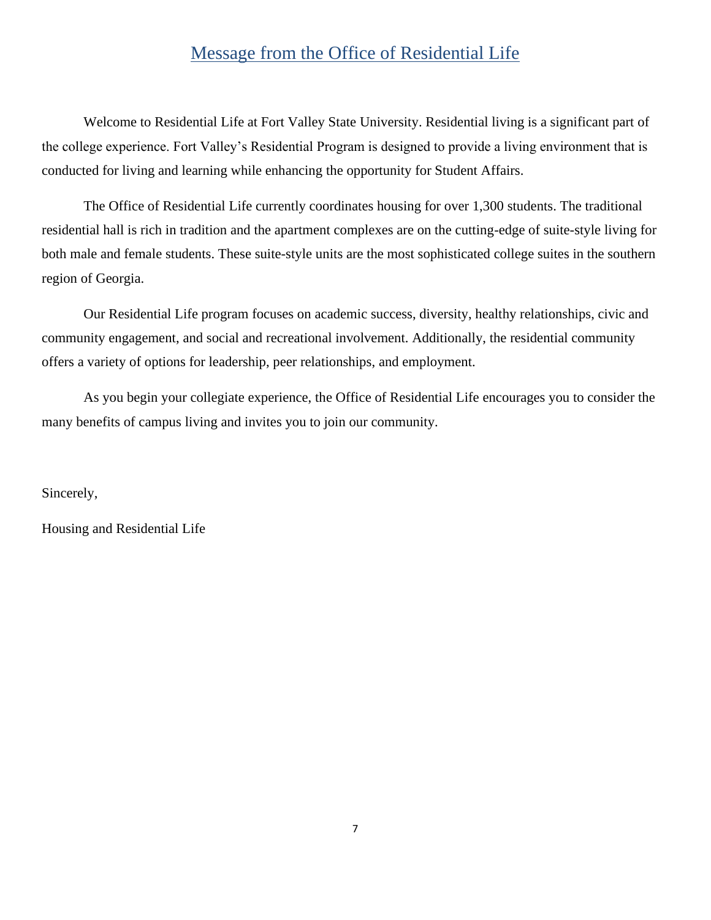## Message from the Office of Residential Life

Welcome to Residential Life at Fort Valley State University. Residential living is a significant part of the college experience. Fort Valley's Residential Program is designed to provide a living environment that is conducted for living and learning while enhancing the opportunity for Student Affairs.

The Office of Residential Life currently coordinates housing for over 1,300 students. The traditional residential hall is rich in tradition and the apartment complexes are on the cutting-edge of suite-style living for both male and female students. These suite-style units are the most sophisticated college suites in the southern region of Georgia.

Our Residential Life program focuses on academic success, diversity, healthy relationships, civic and community engagement, and social and recreational involvement. Additionally, the residential community offers a variety of options for leadership, peer relationships, and employment.

As you begin your collegiate experience, the Office of Residential Life encourages you to consider the many benefits of campus living and invites you to join our community.

Sincerely,

Housing and Residential Life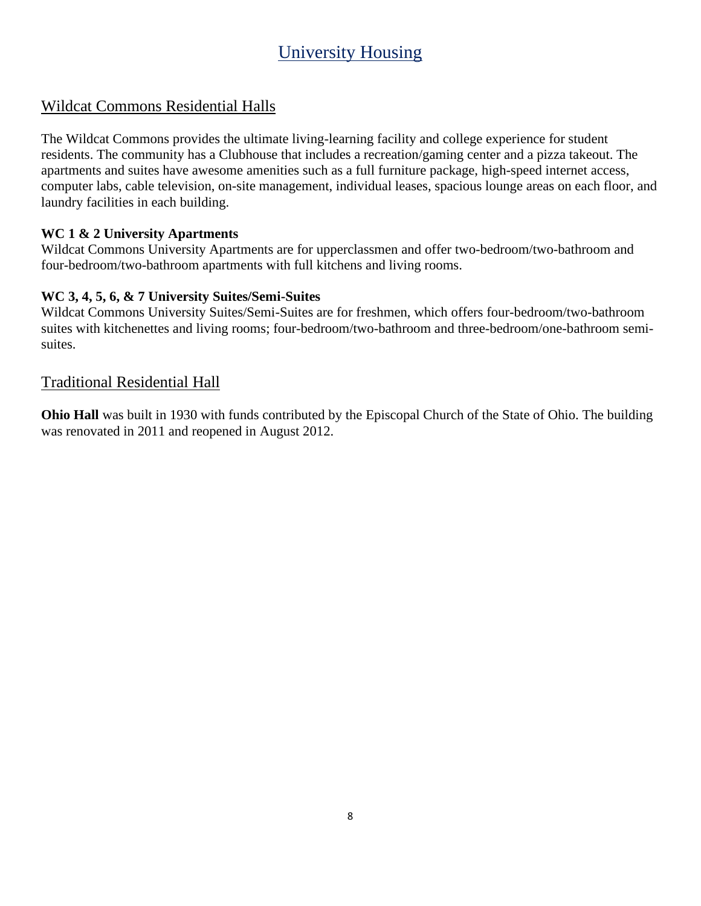# University Housing

## Wildcat Commons Residential Halls

The Wildcat Commons provides the ultimate living-learning facility and college experience for student residents. The community has a Clubhouse that includes a recreation/gaming center and a pizza takeout. The apartments and suites have awesome amenities such as a full furniture package, high-speed internet access, computer labs, cable television, on-site management, individual leases, spacious lounge areas on each floor, and laundry facilities in each building.

**WC 1 & 2 University Apartments**
Wildcat Commons University Apartments are for upperclassmen and offer two-bedroom/two-bathroom and four-bedroom/two-bathroom apartments with full kitchens and living rooms.

**WC 3, 4, 5, 6, & 7 University Suites/Semi-Suites**
Wildcat Commons University Suites/Semi-Suites are for freshmen, which offers four-bedroom/two-bathroom suites with kitchenettes and living rooms; four-bedroom/two-bathroom and three-bedroom/one-bathroom semi-suites.

## Traditional Residential Hall

**Ohio Hall** was built in 1930 with funds contributed by the Episcopal Church of the State of Ohio. The building was renovated in 2011 and reopened in August 2012.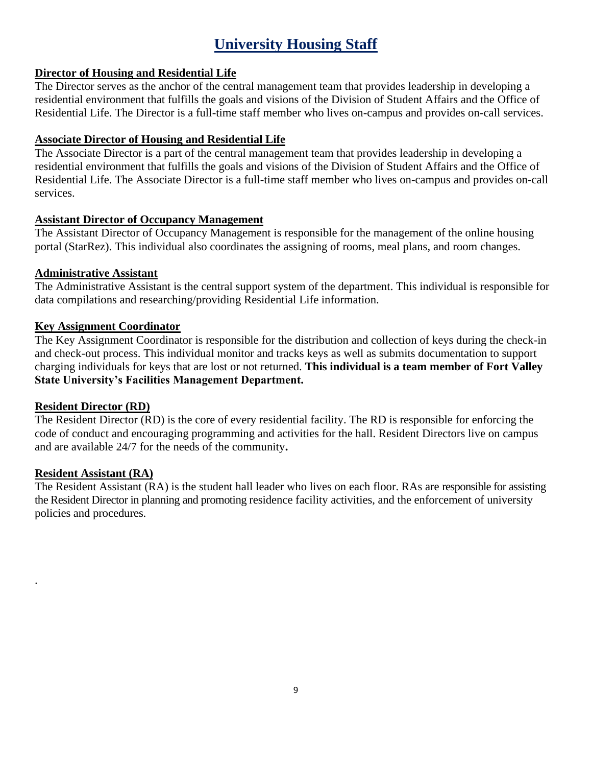# University Housing Staff

**Director of Housing and Residential Life**

The Director serves as the anchor of the central management team that provides leadership in developing a residential environment that fulfills the goals and visions of the Division of Student Affairs and the Office of Residential Life. The Director is a full-time staff member who lives on-campus and provides on-call services.

**Associate Director of Housing and Residential Life**

The Associate Director is a part of the central management team that provides leadership in developing a residential environment that fulfills the goals and visions of the Division of Student Affairs and the Office of Residential Life. The Associate Director is a full-time staff member who lives on-campus and provides on-call services.

**Assistant Director of Occupancy Management**

The Assistant Director of Occupancy Management is responsible for the management of the online housing portal (StarRez). This individual also coordinates the assigning of rooms, meal plans, and room changes.

**Administrative Assistant**

The Administrative Assistant is the central support system of the department. This individual is responsible for data compilations and researching/providing Residential Life information.

**Key Assignment Coordinator**

The Key Assignment Coordinator is responsible for the distribution and collection of keys during the check-in and check-out process. This individual monitor and tracks keys as well as submits documentation to support charging individuals for keys that are lost or not returned. **This individual is a team member of Fort Valley State University's Facilities Management Department.**

**Resident Director (RD)**

The Resident Director (RD) is the core of every residential facility. The RD is responsible for enforcing the code of conduct and encouraging programming and activities for the hall. Resident Directors live on campus and are available 24/7 for the needs of the community**.**

**Resident Assistant (RA)**

The Resident Assistant (RA) is the student hall leader who lives on each floor. RAs are responsible for assisting the Resident Director in planning and promoting residence facility activities, and the enforcement of university policies and procedures.

.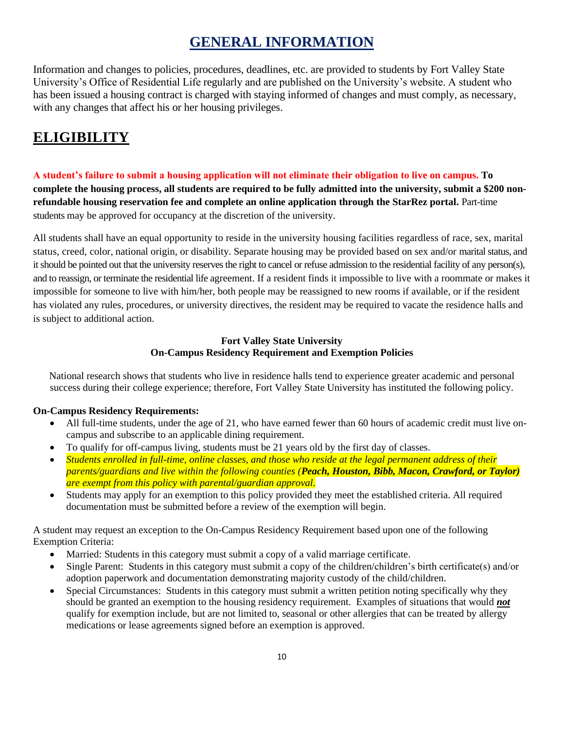# GENERAL INFORMATION

Information and changes to policies, procedures, deadlines, etc. are provided to students by Fort Valley State University's Office of Residential Life regularly and are published on the University's website. A student who has been issued a housing contract is charged with staying informed of changes and must comply, as necessary, with any changes that affect his or her housing privileges.

# ELIGIBILITY

**A student's failure to submit a housing application will not eliminate their obligation to live on campus. To complete the housing process, all students are required to be fully admitted into the university, submit a $200 non-refundable housing reservation fee and complete an online application through the StarRez portal.** Part-time students may be approved for occupancy at the discretion of the university.

All students shall have an equal opportunity to reside in the university housing facilities regardless of race, sex, marital status, creed, color, national origin, or disability. Separate housing may be provided based on sex and/or marital status, and it should be pointed out that the university reserves the right to cancel or refuse admission to the residential facility of any person(s), and to reassign, or terminate the residential life agreement. If a resident finds it impossible to live with a roommate or makes it impossible for someone to live with him/her, both people may be reassigned to new rooms if available, or if the resident has violated any rules, procedures, or university directives, the resident may be required to vacate the residence halls and is subject to additional action.

**Fort Valley State University**
**On-Campus Residency Requirement and Exemption Policies**

National research shows that students who live in residence halls tend to experience greater academic and personal success during their college experience; therefore, Fort Valley State University has instituted the following policy.

**On-Campus Residency Requirements:**

- All full-time students, under the age of 21, who have earned fewer than 60 hours of academic credit must live on-campus and subscribe to an applicable dining requirement.
- To qualify for off-campus living, students must be 21 years old by the first day of classes.
- *Students enrolled in full-time, online classes, and those who reside at the legal permanent address of their parents/guardians and live within the following counties (**Peach, Houston, Bibb, Macon, Crawford, or Taylor)** are exempt from this policy with parental/guardian approval.*
- Students may apply for an exemption to this policy provided they meet the established criteria. All required documentation must be submitted before a review of the exemption will begin.

A student may request an exception to the On-Campus Residency Requirement based upon one of the following Exemption Criteria:

- Married: Students in this category must submit a copy of a valid marriage certificate.
- Single Parent: Students in this category must submit a copy of the children/children's birth certificate(s) and/or adoption paperwork and documentation demonstrating majority custody of the child/children.
- Special Circumstances: Students in this category must submit a written petition noting specifically why they should be granted an exemption to the housing residency requirement. Examples of situations that would ***not*** qualify for exemption include, but are not limited to, seasonal or other allergies that can be treated by allergy medications or lease agreements signed before an exemption is approved.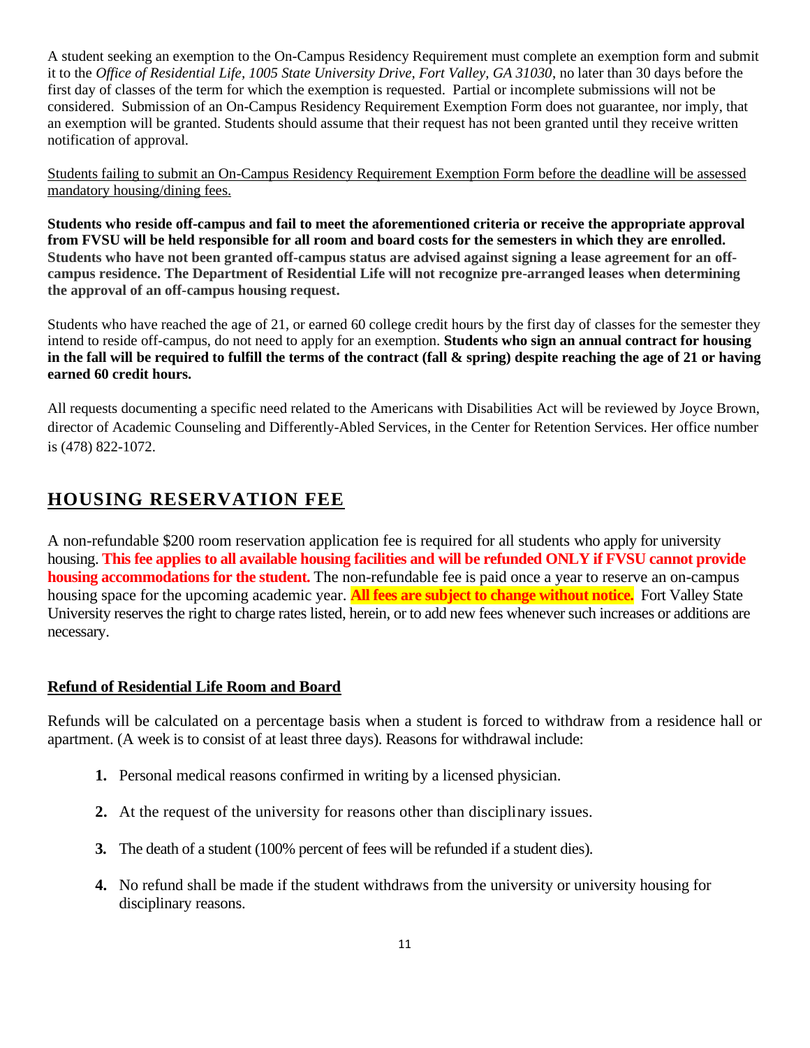A student seeking an exemption to the On-Campus Residency Requirement must complete an exemption form and submit it to the *Office of Residential Life, 1005 State University Drive, Fort Valley, GA 31030*, no later than 30 days before the first day of classes of the term for which the exemption is requested. Partial or incomplete submissions will not be considered. Submission of an On-Campus Residency Requirement Exemption Form does not guarantee, nor imply, that an exemption will be granted. Students should assume that their request has not been granted until they receive written notification of approval.

<u>Students failing to submit an On-Campus Residency Requirement Exemption Form before the deadline will be assessed mandatory housing/dining fees.</u>

**Students who reside off-campus and fail to meet the aforementioned criteria or receive the appropriate approval from FVSU will be held responsible for all room and board costs for the semesters in which they are enrolled. Students who have not been granted off-campus status are advised against signing a lease agreement for an off-campus residence. The Department of Residential Life will not recognize pre-arranged leases when determining the approval of an off-campus housing request.**

Students who have reached the age of 21, or earned 60 college credit hours by the first day of classes for the semester they intend to reside off-campus, do not need to apply for an exemption. **Students who sign an annual contract for housing in the fall will be required to fulfill the terms of the contract (fall & spring) despite reaching the age of 21 or having earned 60 credit hours.**

All requests documenting a specific need related to the Americans with Disabilities Act will be reviewed by Joyce Brown, director of Academic Counseling and Differently-Abled Services, in the Center for Retention Services. Her office number is (478) 822-1072.

## HOUSING RESERVATION FEE

A non-refundable $200 room reservation application fee is required for all students who apply for university housing. **This fee applies to all available housing facilities and will be refunded ONLY if FVSU cannot provide housing accommodations for the student.** The non-refundable fee is paid once a year to reserve an on-campus housing space for the upcoming academic year. **All fees are subject to change without notice.** Fort Valley State University reserves the right to charge rates listed, herein, or to add new fees whenever such increases or additions are necessary.

### Refund of Residential Life Room and Board

Refunds will be calculated on a percentage basis when a student is forced to withdraw from a residence hall or apartment. (A week is to consist of at least three days). Reasons for withdrawal include:

1. Personal medical reasons confirmed in writing by a licensed physician.
2. At the request of the university for reasons other than disciplinary issues.
3. The death of a student (100% percent of fees will be refunded if a student dies).
4. No refund shall be made if the student withdraws from the university or university housing for disciplinary reasons.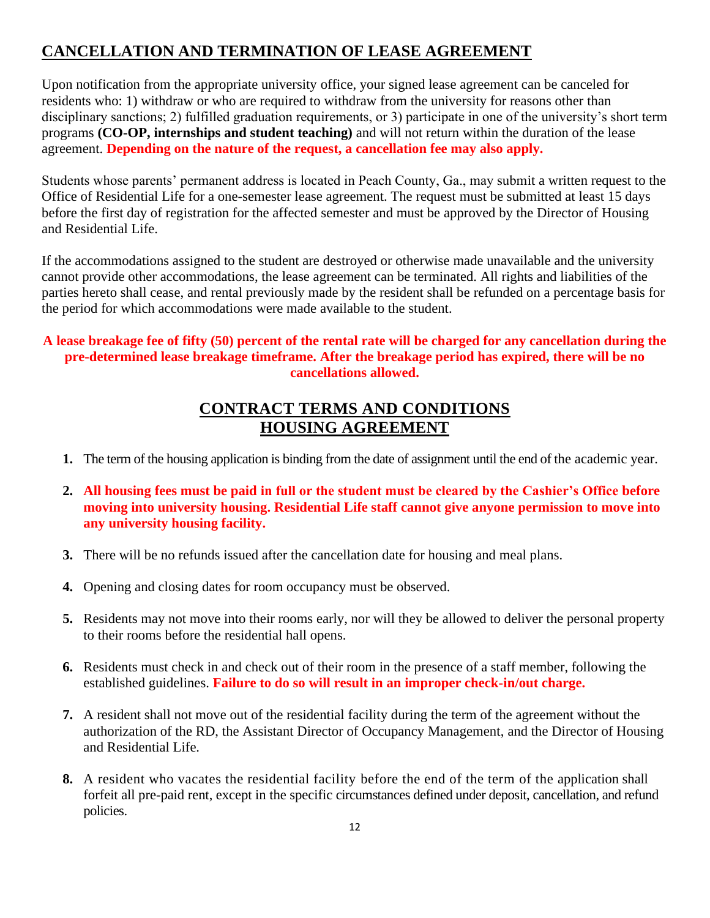## CANCELLATION AND TERMINATION OF LEASE AGREEMENT

Upon notification from the appropriate university office, your signed lease agreement can be canceled for residents who: 1) withdraw or who are required to withdraw from the university for reasons other than disciplinary sanctions; 2) fulfilled graduation requirements, or 3) participate in one of the university's short term programs **(CO-OP, internships and student teaching)** and will not return within the duration of the lease agreement. **Depending on the nature of the request, a cancellation fee may also apply.**

Students whose parents' permanent address is located in Peach County, Ga., may submit a written request to the Office of Residential Life for a one-semester lease agreement. The request must be submitted at least 15 days before the first day of registration for the affected semester and must be approved by the Director of Housing and Residential Life.

If the accommodations assigned to the student are destroyed or otherwise made unavailable and the university cannot provide other accommodations, the lease agreement can be terminated. All rights and liabilities of the parties hereto shall cease, and rental previously made by the resident shall be refunded on a percentage basis for the period for which accommodations were made available to the student.

**A lease breakage fee of fifty (50) percent of the rental rate will be charged for any cancellation during the pre-determined lease breakage timeframe. After the breakage period has expired, there will be no cancellations allowed.**

## CONTRACT TERMS AND CONDITIONS
## HOUSING AGREEMENT

1. The term of the housing application is binding from the date of assignment until the end of the academic year.
2. **All housing fees must be paid in full or the student must be cleared by the Cashier's Office before moving into university housing. Residential Life staff cannot give anyone permission to move into any university housing facility.**
3. There will be no refunds issued after the cancellation date for housing and meal plans.
4. Opening and closing dates for room occupancy must be observed.
5. Residents may not move into their rooms early, nor will they be allowed to deliver the personal property to their rooms before the residential hall opens.
6. Residents must check in and check out of their room in the presence of a staff member, following the established guidelines. **Failure to do so will result in an improper check-in/out charge.**
7. A resident shall not move out of the residential facility during the term of the agreement without the authorization of the RD, the Assistant Director of Occupancy Management, and the Director of Housing and Residential Life.
8. A resident who vacates the residential facility before the end of the term of the application shall forfeit all pre-paid rent, except in the specific circumstances defined under deposit, cancellation, and refund policies.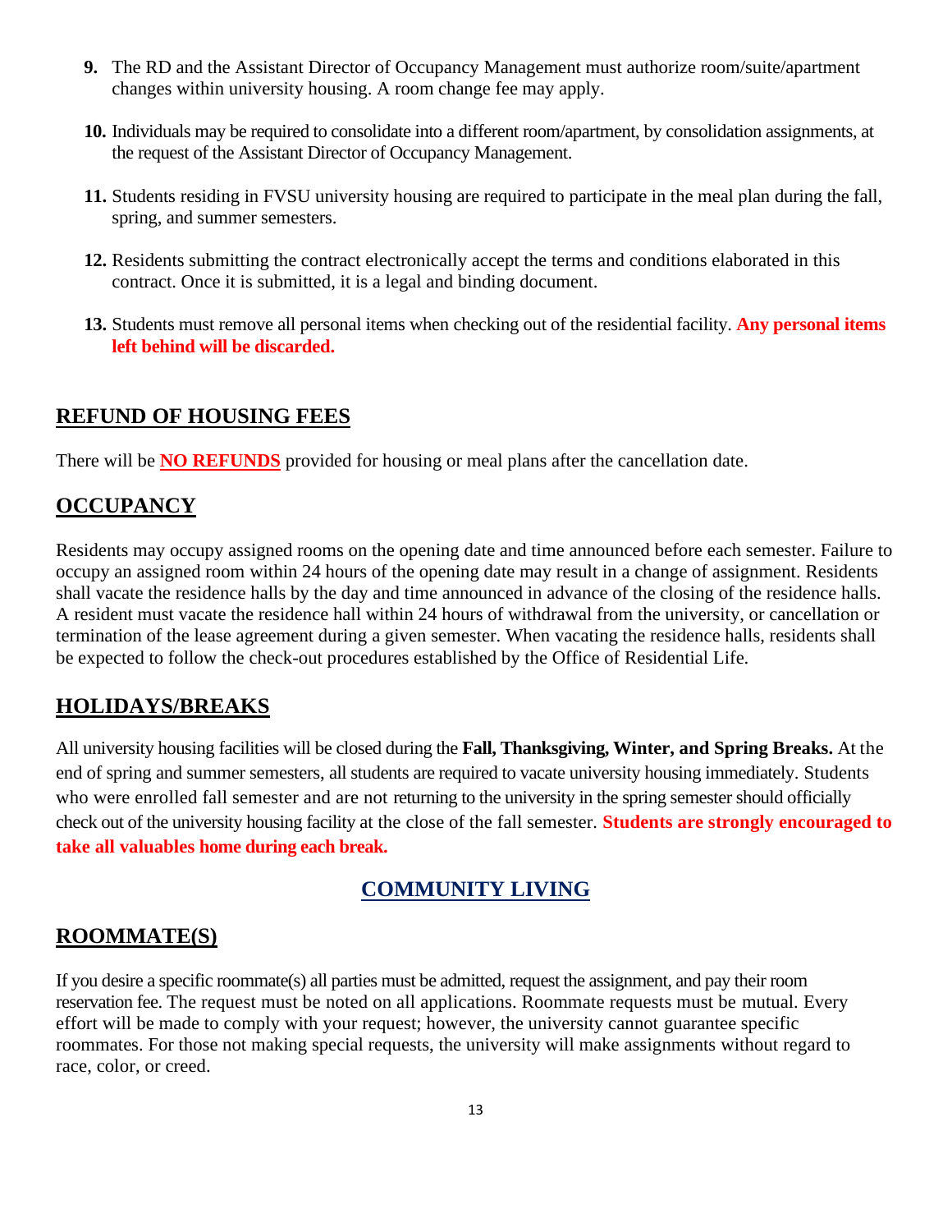9. The RD and the Assistant Director of Occupancy Management must authorize room/suite/apartment changes within university housing. A room change fee may apply.

10. Individuals may be required to consolidate into a different room/apartment, by consolidation assignments, at the request of the Assistant Director of Occupancy Management.

11. Students residing in FVSU university housing are required to participate in the meal plan during the fall, spring, and summer semesters.

12. Residents submitting the contract electronically accept the terms and conditions elaborated in this contract. Once it is submitted, it is a legal and binding document.

13. Students must remove all personal items when checking out of the residential facility. **Any personal items left behind will be discarded.**

## REFUND OF HOUSING FEES

There will be **NO REFUNDS** provided for housing or meal plans after the cancellation date.

## OCCUPANCY

Residents may occupy assigned rooms on the opening date and time announced before each semester. Failure to occupy an assigned room within 24 hours of the opening date may result in a change of assignment. Residents shall vacate the residence halls by the day and time announced in advance of the closing of the residence halls. A resident must vacate the residence hall within 24 hours of withdrawal from the university, or cancellation or termination of the lease agreement during a given semester. When vacating the residence halls, residents shall be expected to follow the check-out procedures established by the Office of Residential Life.

## HOLIDAYS/BREAKS

All university housing facilities will be closed during the **Fall, Thanksgiving, Winter, and Spring Breaks.** At the end of spring and summer semesters, all students are required to vacate university housing immediately. Students who were enrolled fall semester and are not returning to the university in the spring semester should officially check out of the university housing facility at the close of the fall semester. **Students are strongly encouraged to take all valuables home during each break.**

# COMMUNITY LIVING

## ROOMMATE(S)

If you desire a specific roommate(s) all parties must be admitted, request the assignment, and pay their room reservation fee. The request must be noted on all applications. Roommate requests must be mutual. Every effort will be made to comply with your request; however, the university cannot guarantee specific roommates. For those not making special requests, the university will make assignments without regard to race, color, or creed.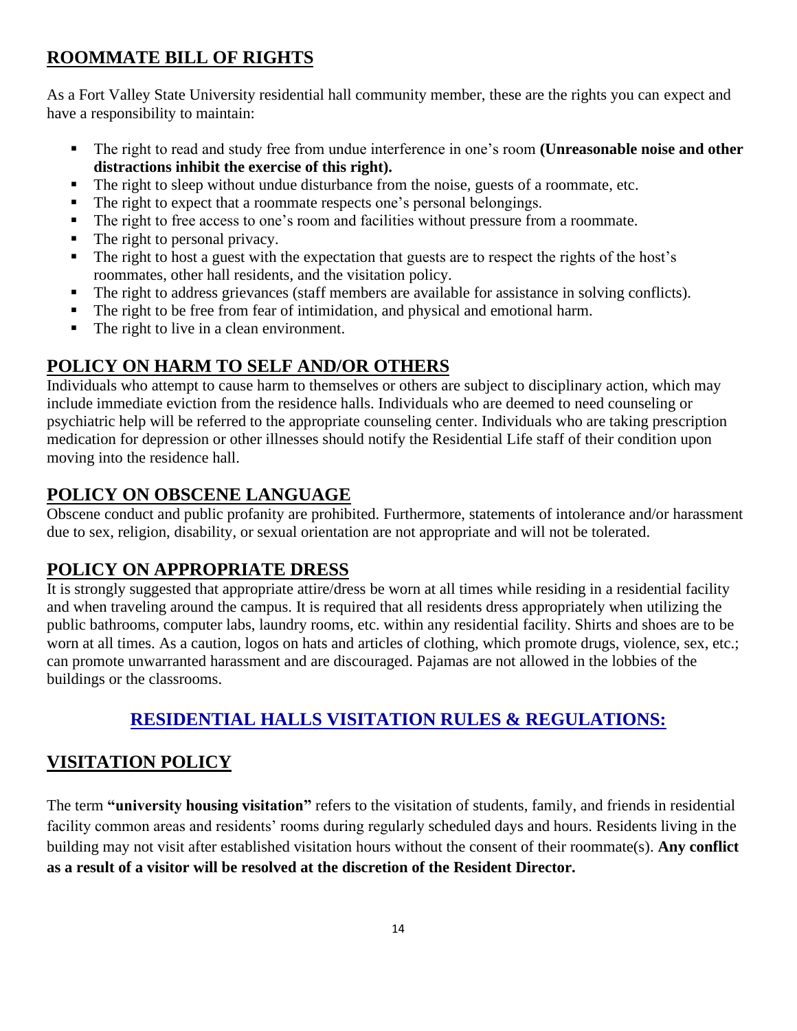## ROOMMATE BILL OF RIGHTS

As a Fort Valley State University residential hall community member, these are the rights you can expect and have a responsibility to maintain:

- The right to read and study free from undue interference in one's room **(Unreasonable noise and other distractions inhibit the exercise of this right).**
- The right to sleep without undue disturbance from the noise, guests of a roommate, etc.
- The right to expect that a roommate respects one's personal belongings.
- The right to free access to one's room and facilities without pressure from a roommate.
- The right to personal privacy.
- The right to host a guest with the expectation that guests are to respect the rights of the host's roommates, other hall residents, and the visitation policy.
- The right to address grievances (staff members are available for assistance in solving conflicts).
- The right to be free from fear of intimidation, and physical and emotional harm.
- The right to live in a clean environment.

## POLICY ON HARM TO SELF AND/OR OTHERS

Individuals who attempt to cause harm to themselves or others are subject to disciplinary action, which may include immediate eviction from the residence halls. Individuals who are deemed to need counseling or psychiatric help will be referred to the appropriate counseling center. Individuals who are taking prescription medication for depression or other illnesses should notify the Residential Life staff of their condition upon moving into the residence hall.

## POLICY ON OBSCENE LANGUAGE

Obscene conduct and public profanity are prohibited. Furthermore, statements of intolerance and/or harassment due to sex, religion, disability, or sexual orientation are not appropriate and will not be tolerated.

## POLICY ON APPROPRIATE DRESS

It is strongly suggested that appropriate attire/dress be worn at all times while residing in a residential facility and when traveling around the campus. It is required that all residents dress appropriately when utilizing the public bathrooms, computer labs, laundry rooms, etc. within any residential facility. Shirts and shoes are to be worn at all times. As a caution, logos on hats and articles of clothing, which promote drugs, violence, sex, etc.; can promote unwarranted harassment and are discouraged. Pajamas are not allowed in the lobbies of the buildings or the classrooms.

# RESIDENTIAL HALLS VISITATION RULES & REGULATIONS:

## VISITATION POLICY

The term **"university housing visitation"** refers to the visitation of students, family, and friends in residential facility common areas and residents' rooms during regularly scheduled days and hours. Residents living in the building may not visit after established visitation hours without the consent of their roommate(s). **Any conflict as a result of a visitor will be resolved at the discretion of the Resident Director.**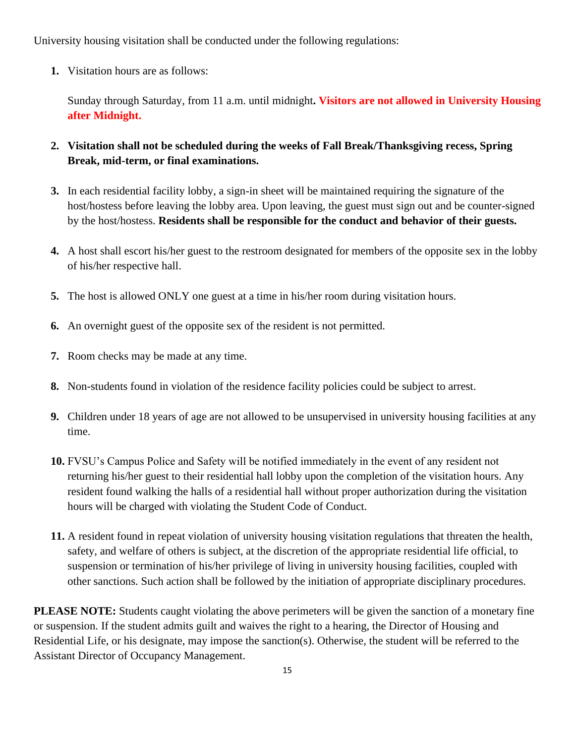University housing visitation shall be conducted under the following regulations:

1. Visitation hours are as follows:

   Sunday through Saturday, from 11 a.m. until midnight**. Visitors are not allowed in University Housing after Midnight.**

2. **Visitation shall not be scheduled during the weeks of Fall Break/Thanksgiving recess, Spring Break, mid-term, or final examinations.**

3. In each residential facility lobby, a sign-in sheet will be maintained requiring the signature of the host/hostess before leaving the lobby area. Upon leaving, the guest must sign out and be counter-signed by the host/hostess. **Residents shall be responsible for the conduct and behavior of their guests.**

4. A host shall escort his/her guest to the restroom designated for members of the opposite sex in the lobby of his/her respective hall.

5. The host is allowed ONLY one guest at a time in his/her room during visitation hours.

6. An overnight guest of the opposite sex of the resident is not permitted.

7. Room checks may be made at any time.

8. Non-students found in violation of the residence facility policies could be subject to arrest.

9. Children under 18 years of age are not allowed to be unsupervised in university housing facilities at any time.

10. FVSU's Campus Police and Safety will be notified immediately in the event of any resident not returning his/her guest to their residential hall lobby upon the completion of the visitation hours. Any resident found walking the halls of a residential hall without proper authorization during the visitation hours will be charged with violating the Student Code of Conduct.

11. A resident found in repeat violation of university housing visitation regulations that threaten the health, safety, and welfare of others is subject, at the discretion of the appropriate residential life official, to suspension or termination of his/her privilege of living in university housing facilities, coupled with other sanctions. Such action shall be followed by the initiation of appropriate disciplinary procedures.

**PLEASE NOTE:** Students caught violating the above perimeters will be given the sanction of a monetary fine or suspension. If the student admits guilt and waives the right to a hearing, the Director of Housing and Residential Life, or his designate, may impose the sanction(s). Otherwise, the student will be referred to the Assistant Director of Occupancy Management.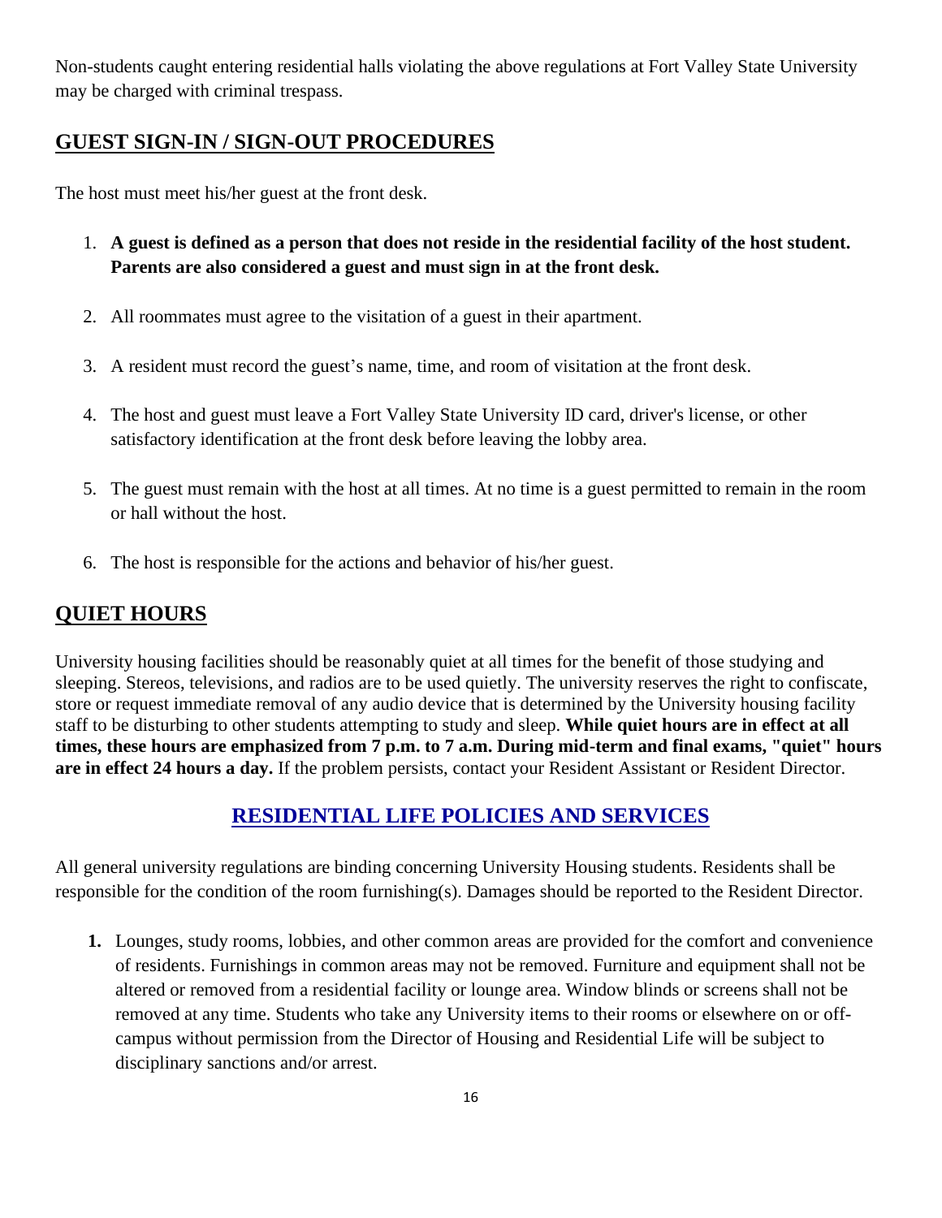Non-students caught entering residential halls violating the above regulations at Fort Valley State University may be charged with criminal trespass.

## GUEST SIGN-IN / SIGN-OUT PROCEDURES

The host must meet his/her guest at the front desk.

1. **A guest is defined as a person that does not reside in the residential facility of the host student. Parents are also considered a guest and must sign in at the front desk.**
2. All roommates must agree to the visitation of a guest in their apartment.
3. A resident must record the guest's name, time, and room of visitation at the front desk.
4. The host and guest must leave a Fort Valley State University ID card, driver's license, or other satisfactory identification at the front desk before leaving the lobby area.
5. The guest must remain with the host at all times. At no time is a guest permitted to remain in the room or hall without the host.
6. The host is responsible for the actions and behavior of his/her guest.

## QUIET HOURS

University housing facilities should be reasonably quiet at all times for the benefit of those studying and sleeping. Stereos, televisions, and radios are to be used quietly. The university reserves the right to confiscate, store or request immediate removal of any audio device that is determined by the University housing facility staff to be disturbing to other students attempting to study and sleep. **While quiet hours are in effect at all times, these hours are emphasized from 7 p.m. to 7 a.m. During mid-term and final exams, "quiet" hours are in effect 24 hours a day.** If the problem persists, contact your Resident Assistant or Resident Director.

## RESIDENTIAL LIFE POLICIES AND SERVICES

All general university regulations are binding concerning University Housing students. Residents shall be responsible for the condition of the room furnishing(s). Damages should be reported to the Resident Director.

1. Lounges, study rooms, lobbies, and other common areas are provided for the comfort and convenience of residents. Furnishings in common areas may not be removed. Furniture and equipment shall not be altered or removed from a residential facility or lounge area. Window blinds or screens shall not be removed at any time. Students who take any University items to their rooms or elsewhere on or off-campus without permission from the Director of Housing and Residential Life will be subject to disciplinary sanctions and/or arrest.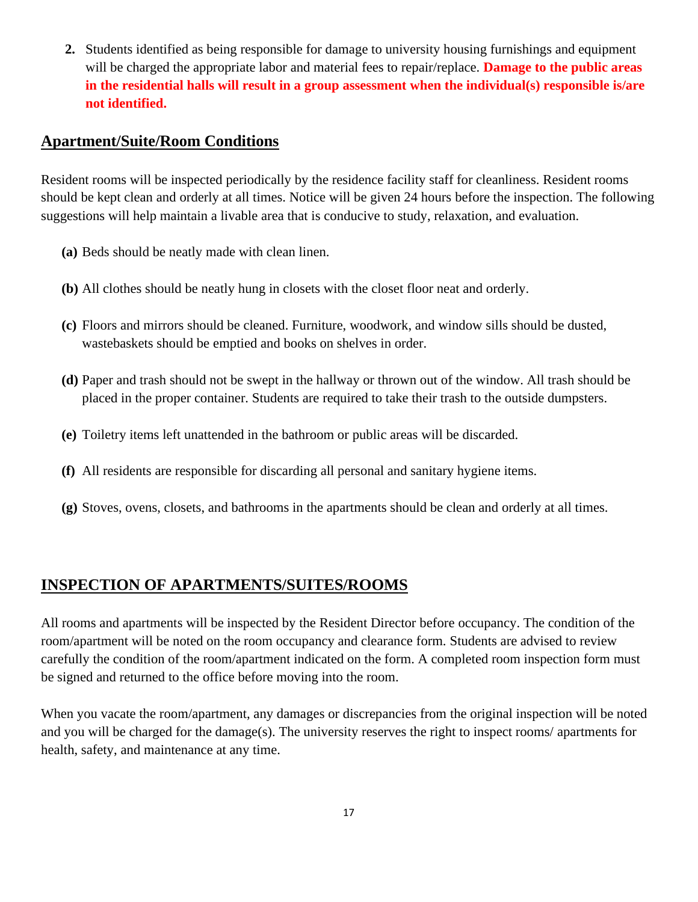2. Students identified as being responsible for damage to university housing furnishings and equipment will be charged the appropriate labor and material fees to repair/replace. **Damage to the public areas in the residential halls will result in a group assessment when the individual(s) responsible is/are not identified.**

## Apartment/Suite/Room Conditions

Resident rooms will be inspected periodically by the residence facility staff for cleanliness. Resident rooms should be kept clean and orderly at all times. Notice will be given 24 hours before the inspection. The following suggestions will help maintain a livable area that is conducive to study, relaxation, and evaluation.

**(a)** Beds should be neatly made with clean linen.

**(b)** All clothes should be neatly hung in closets with the closet floor neat and orderly.

**(c)** Floors and mirrors should be cleaned. Furniture, woodwork, and window sills should be dusted, wastebaskets should be emptied and books on shelves in order.

**(d)** Paper and trash should not be swept in the hallway or thrown out of the window. All trash should be placed in the proper container. Students are required to take their trash to the outside dumpsters.

**(e)** Toiletry items left unattended in the bathroom or public areas will be discarded.

**(f)** All residents are responsible for discarding all personal and sanitary hygiene items.

**(g)** Stoves, ovens, closets, and bathrooms in the apartments should be clean and orderly at all times.

## INSPECTION OF APARTMENTS/SUITES/ROOMS

All rooms and apartments will be inspected by the Resident Director before occupancy. The condition of the room/apartment will be noted on the room occupancy and clearance form. Students are advised to review carefully the condition of the room/apartment indicated on the form. A completed room inspection form must be signed and returned to the office before moving into the room.

When you vacate the room/apartment, any damages or discrepancies from the original inspection will be noted and you will be charged for the damage(s). The university reserves the right to inspect rooms/ apartments for health, safety, and maintenance at any time.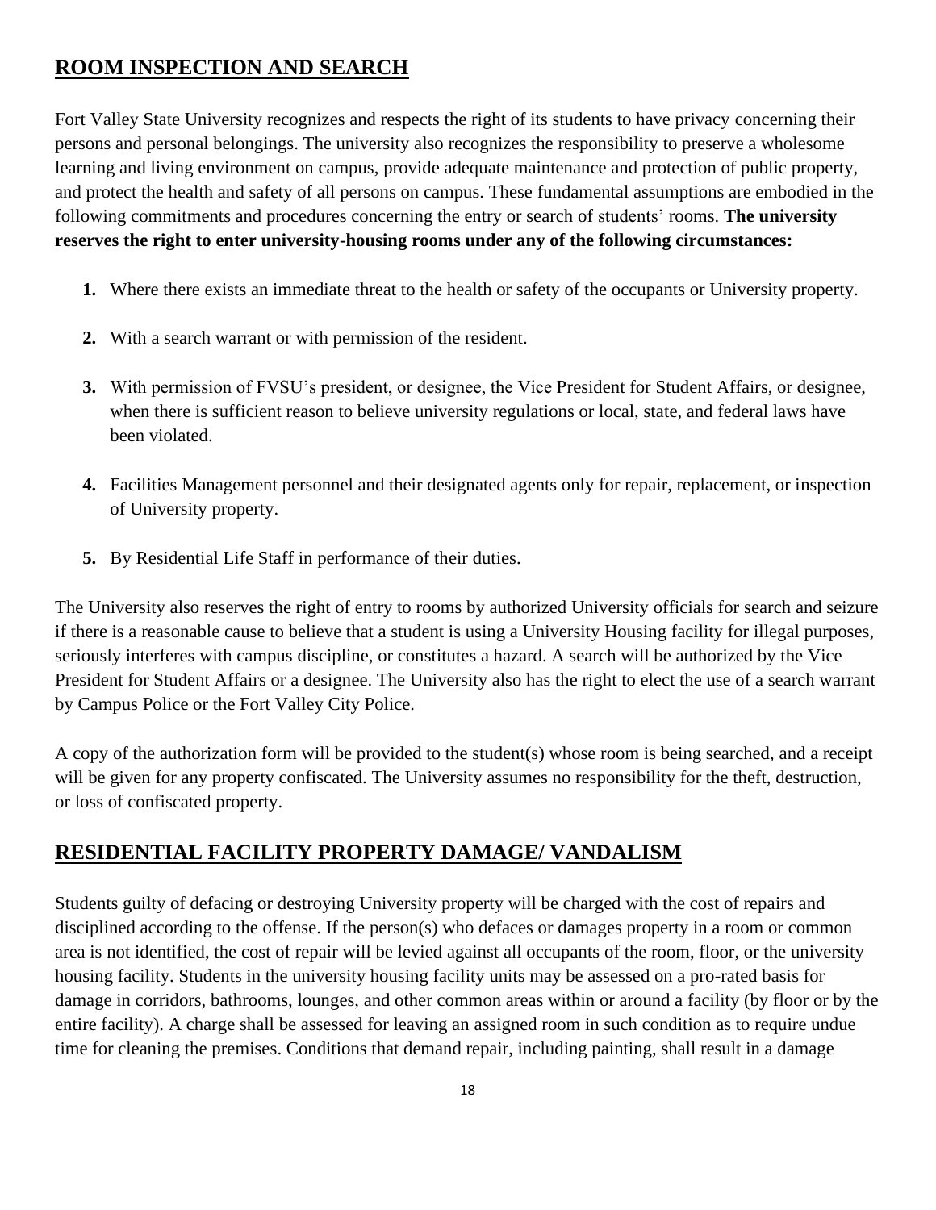## ROOM INSPECTION AND SEARCH

Fort Valley State University recognizes and respects the right of its students to have privacy concerning their persons and personal belongings. The university also recognizes the responsibility to preserve a wholesome learning and living environment on campus, provide adequate maintenance and protection of public property, and protect the health and safety of all persons on campus. These fundamental assumptions are embodied in the following commitments and procedures concerning the entry or search of students' rooms. **The university reserves the right to enter university-housing rooms under any of the following circumstances:**

1. Where there exists an immediate threat to the health or safety of the occupants or University property.
2. With a search warrant or with permission of the resident.
3. With permission of FVSU's president, or designee, the Vice President for Student Affairs, or designee, when there is sufficient reason to believe university regulations or local, state, and federal laws have been violated.
4. Facilities Management personnel and their designated agents only for repair, replacement, or inspection of University property.
5. By Residential Life Staff in performance of their duties.

The University also reserves the right of entry to rooms by authorized University officials for search and seizure if there is a reasonable cause to believe that a student is using a University Housing facility for illegal purposes, seriously interferes with campus discipline, or constitutes a hazard. A search will be authorized by the Vice President for Student Affairs or a designee. The University also has the right to elect the use of a search warrant by Campus Police or the Fort Valley City Police.

A copy of the authorization form will be provided to the student(s) whose room is being searched, and a receipt will be given for any property confiscated. The University assumes no responsibility for the theft, destruction, or loss of confiscated property.

## RESIDENTIAL FACILITY PROPERTY DAMAGE/ VANDALISM

Students guilty of defacing or destroying University property will be charged with the cost of repairs and disciplined according to the offense. If the person(s) who defaces or damages property in a room or common area is not identified, the cost of repair will be levied against all occupants of the room, floor, or the university housing facility. Students in the university housing facility units may be assessed on a pro-rated basis for damage in corridors, bathrooms, lounges, and other common areas within or around a facility (by floor or by the entire facility). A charge shall be assessed for leaving an assigned room in such condition as to require undue time for cleaning the premises. Conditions that demand repair, including painting, shall result in a damage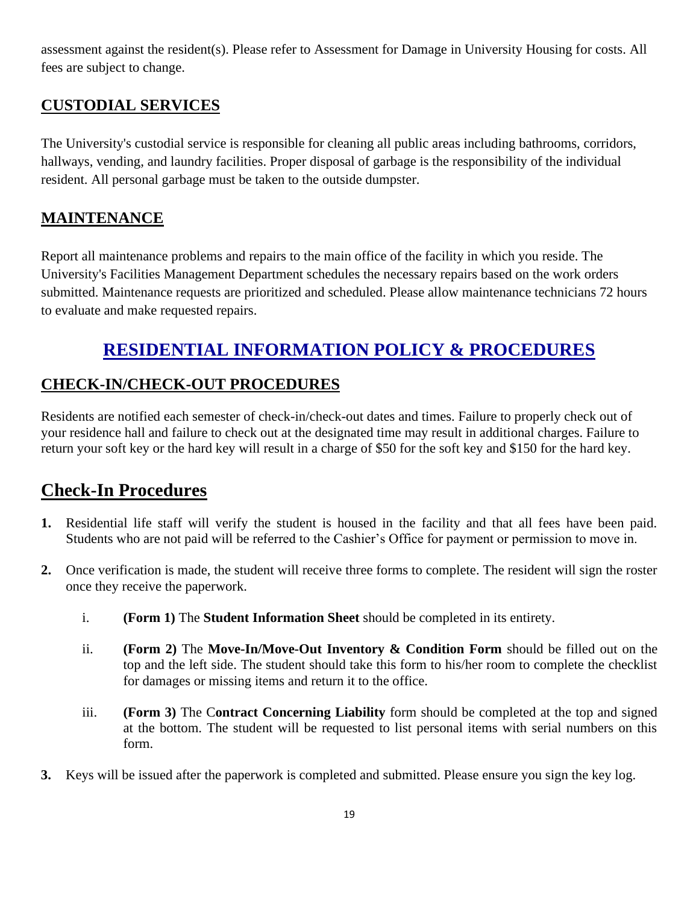assessment against the resident(s). Please refer to Assessment for Damage in University Housing for costs. All fees are subject to change.

## CUSTODIAL SERVICES

The University's custodial service is responsible for cleaning all public areas including bathrooms, corridors, hallways, vending, and laundry facilities. Proper disposal of garbage is the responsibility of the individual resident. All personal garbage must be taken to the outside dumpster.

## MAINTENANCE

Report all maintenance problems and repairs to the main office of the facility in which you reside. The University's Facilities Management Department schedules the necessary repairs based on the work orders submitted. Maintenance requests are prioritized and scheduled. Please allow maintenance technicians 72 hours to evaluate and make requested repairs.

# RESIDENTIAL INFORMATION POLICY & PROCEDURES

## CHECK-IN/CHECK-OUT PROCEDURES

Residents are notified each semester of check-in/check-out dates and times. Failure to properly check out of your residence hall and failure to check out at the designated time may result in additional charges. Failure to return your soft key or the hard key will result in a charge of $50 for the soft key and $150 for the hard key.

## Check-In Procedures

1. Residential life staff will verify the student is housed in the facility and that all fees have been paid. Students who are not paid will be referred to the Cashier's Office for payment or permission to move in.
2. Once verification is made, the student will receive three forms to complete. The resident will sign the roster once they receive the paperwork.
   i. **(Form 1)** The **Student Information Sheet** should be completed in its entirety.
   ii. **(Form 2)** The **Move-In/Move-Out Inventory & Condition Form** should be filled out on the top and the left side. The student should take this form to his/her room to complete the checklist for damages or missing items and return it to the office.
   iii. **(Form 3)** The C**ontract Concerning Liability** form should be completed at the top and signed at the bottom. The student will be requested to list personal items with serial numbers on this form.
3. Keys will be issued after the paperwork is completed and submitted. Please ensure you sign the key log.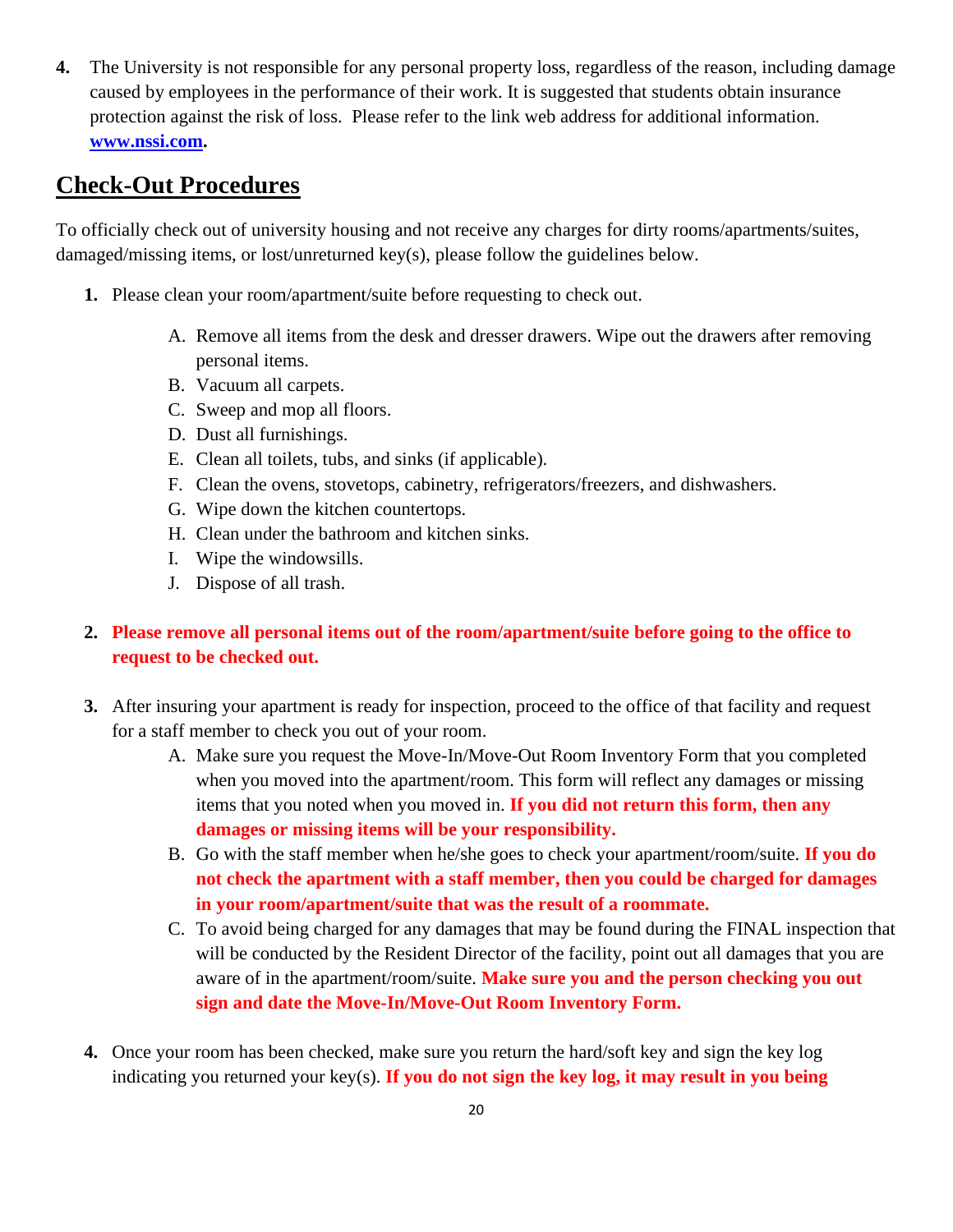4. The University is not responsible for any personal property loss, regardless of the reason, including damage caused by employees in the performance of their work. It is suggested that students obtain insurance protection against the risk of loss. Please refer to the link web address for additional information. **www.nssi.com.**

## Check-Out Procedures

To officially check out of university housing and not receive any charges for dirty rooms/apartments/suites, damaged/missing items, or lost/unreturned key(s), please follow the guidelines below.

1. Please clean your room/apartment/suite before requesting to check out.
   - A. Remove all items from the desk and dresser drawers. Wipe out the drawers after removing personal items.
   - B. Vacuum all carpets.
   - C. Sweep and mop all floors.
   - D. Dust all furnishings.
   - E. Clean all toilets, tubs, and sinks (if applicable).
   - F. Clean the ovens, stovetops, cabinetry, refrigerators/freezers, and dishwashers.
   - G. Wipe down the kitchen countertops.
   - H. Clean under the bathroom and kitchen sinks.
   - I. Wipe the windowsills.
   - J. Dispose of all trash.

2. **Please remove all personal items out of the room/apartment/suite before going to the office to request to be checked out.**

3. After insuring your apartment is ready for inspection, proceed to the office of that facility and request for a staff member to check you out of your room.
   - A. Make sure you request the Move-In/Move-Out Room Inventory Form that you completed when you moved into the apartment/room. This form will reflect any damages or missing items that you noted when you moved in. **If you did not return this form, then any damages or missing items will be your responsibility.**
   - B. Go with the staff member when he/she goes to check your apartment/room/suite. **If you do not check the apartment with a staff member, then you could be charged for damages in your room/apartment/suite that was the result of a roommate.**
   - C. To avoid being charged for any damages that may be found during the FINAL inspection that will be conducted by the Resident Director of the facility, point out all damages that you are aware of in the apartment/room/suite. **Make sure you and the person checking you out sign and date the Move-In/Move-Out Room Inventory Form.**

4. Once your room has been checked, make sure you return the hard/soft key and sign the key log indicating you returned your key(s). **If you do not sign the key log, it may result in you being**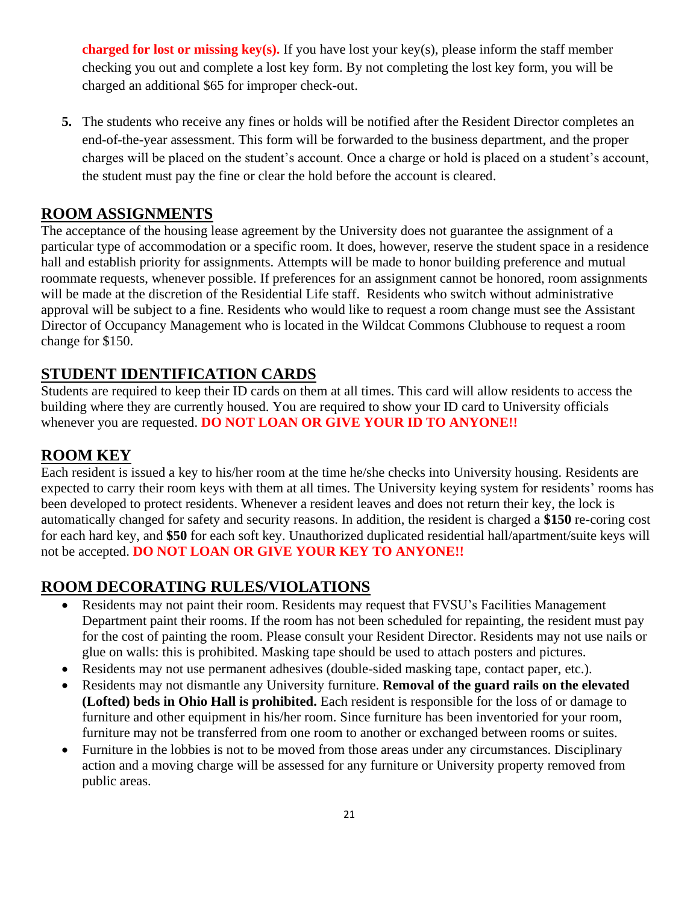**charged for lost or missing key(s).** If you have lost your key(s), please inform the staff member checking you out and complete a lost key form. By not completing the lost key form, you will be charged an additional $65 for improper check-out.

5. The students who receive any fines or holds will be notified after the Resident Director completes an end-of-the-year assessment. This form will be forwarded to the business department, and the proper charges will be placed on the student's account. Once a charge or hold is placed on a student's account, the student must pay the fine or clear the hold before the account is cleared.

## ROOM ASSIGNMENTS

The acceptance of the housing lease agreement by the University does not guarantee the assignment of a particular type of accommodation or a specific room. It does, however, reserve the student space in a residence hall and establish priority for assignments. Attempts will be made to honor building preference and mutual roommate requests, whenever possible. If preferences for an assignment cannot be honored, room assignments will be made at the discretion of the Residential Life staff. Residents who switch without administrative approval will be subject to a fine. Residents who would like to request a room change must see the Assistant Director of Occupancy Management who is located in the Wildcat Commons Clubhouse to request a room change for $150.

## STUDENT IDENTIFICATION CARDS

Students are required to keep their ID cards on them at all times. This card will allow residents to access the building where they are currently housed. You are required to show your ID card to University officials whenever you are requested. **DO NOT LOAN OR GIVE YOUR ID TO ANYONE!!**

## ROOM KEY

Each resident is issued a key to his/her room at the time he/she checks into University housing. Residents are expected to carry their room keys with them at all times. The University keying system for residents' rooms has been developed to protect residents. Whenever a resident leaves and does not return their key, the lock is automatically changed for safety and security reasons. In addition, the resident is charged a **$150** re-coring cost for each hard key, and **$50** for each soft key. Unauthorized duplicated residential hall/apartment/suite keys will not be accepted. **DO NOT LOAN OR GIVE YOUR KEY TO ANYONE!!**

## ROOM DECORATING RULES/VIOLATIONS

- Residents may not paint their room. Residents may request that FVSU's Facilities Management Department paint their rooms. If the room has not been scheduled for repainting, the resident must pay for the cost of painting the room. Please consult your Resident Director. Residents may not use nails or glue on walls: this is prohibited. Masking tape should be used to attach posters and pictures.
- Residents may not use permanent adhesives (double-sided masking tape, contact paper, etc.).
- Residents may not dismantle any University furniture. **Removal of the guard rails on the elevated (Lofted) beds in Ohio Hall is prohibited.** Each resident is responsible for the loss of or damage to furniture and other equipment in his/her room. Since furniture has been inventoried for your room, furniture may not be transferred from one room to another or exchanged between rooms or suites.
- Furniture in the lobbies is not to be moved from those areas under any circumstances. Disciplinary action and a moving charge will be assessed for any furniture or University property removed from public areas.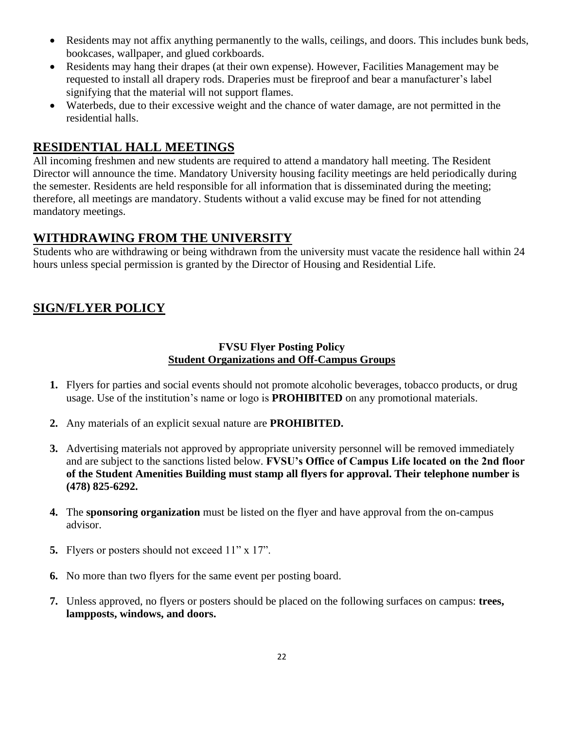- Residents may not affix anything permanently to the walls, ceilings, and doors. This includes bunk beds, bookcases, wallpaper, and glued corkboards.
- Residents may hang their drapes (at their own expense). However, Facilities Management may be requested to install all drapery rods. Draperies must be fireproof and bear a manufacturer's label signifying that the material will not support flames.
- Waterbeds, due to their excessive weight and the chance of water damage, are not permitted in the residential halls.

## RESIDENTIAL HALL MEETINGS

All incoming freshmen and new students are required to attend a mandatory hall meeting. The Resident Director will announce the time. Mandatory University housing facility meetings are held periodically during the semester. Residents are held responsible for all information that is disseminated during the meeting; therefore, all meetings are mandatory. Students without a valid excuse may be fined for not attending mandatory meetings.

## WITHDRAWING FROM THE UNIVERSITY

Students who are withdrawing or being withdrawn from the university must vacate the residence hall within 24 hours unless special permission is granted by the Director of Housing and Residential Life.

## SIGN/FLYER POLICY

**FVSU Flyer Posting Policy**
**Student Organizations and Off-Campus Groups**

1. Flyers for parties and social events should not promote alcoholic beverages, tobacco products, or drug usage. Use of the institution's name or logo is **PROHIBITED** on any promotional materials.

2. Any materials of an explicit sexual nature are **PROHIBITED.**

3. Advertising materials not approved by appropriate university personnel will be removed immediately and are subject to the sanctions listed below. **FVSU's Office of Campus Life located on the 2nd floor of the Student Amenities Building must stamp all flyers for approval. Their telephone number is (478) 825-6292.**

4. The **sponsoring organization** must be listed on the flyer and have approval from the on-campus advisor.

5. Flyers or posters should not exceed 11" x 17".

6. No more than two flyers for the same event per posting board.

7. Unless approved, no flyers or posters should be placed on the following surfaces on campus: **trees, lampposts, windows, and doors.**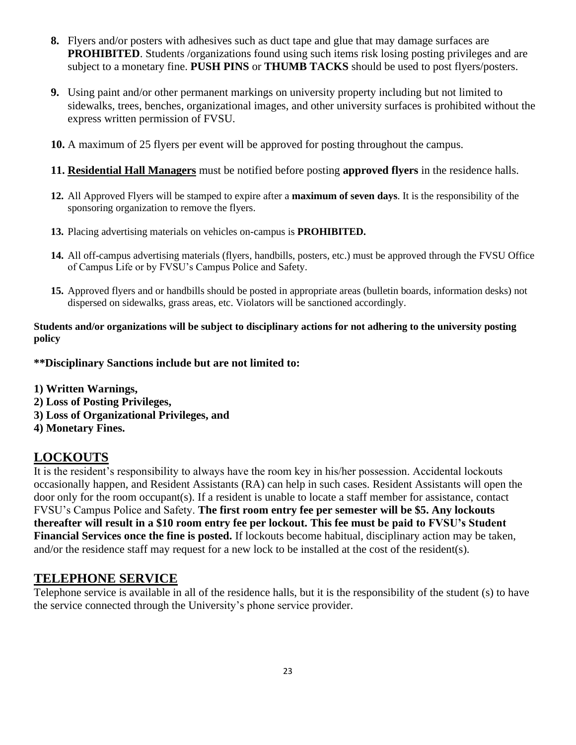8. Flyers and/or posters with adhesives such as duct tape and glue that may damage surfaces are **PROHIBITED**. Students /organizations found using such items risk losing posting privileges and are subject to a monetary fine. **PUSH PINS** or **THUMB TACKS** should be used to post flyers/posters.

9. Using paint and/or other permanent markings on university property including but not limited to sidewalks, trees, benches, organizational images, and other university surfaces is prohibited without the express written permission of FVSU.

10. A maximum of 25 flyers per event will be approved for posting throughout the campus.

11. **Residential Hall Managers** must be notified before posting **approved flyers** in the residence halls.

12. All Approved Flyers will be stamped to expire after a **maximum of seven days**. It is the responsibility of the sponsoring organization to remove the flyers.

13. Placing advertising materials on vehicles on-campus is **PROHIBITED.**

14. All off-campus advertising materials (flyers, handbills, posters, etc.) must be approved through the FVSU Office of Campus Life or by FVSU's Campus Police and Safety.

15. Approved flyers and or handbills should be posted in appropriate areas (bulletin boards, information desks) not dispersed on sidewalks, grass areas, etc. Violators will be sanctioned accordingly.

**Students and/or organizations will be subject to disciplinary actions for not adhering to the university posting policy**

****Disciplinary Sanctions include but are not limited to:**

**1) Written Warnings,**
**2) Loss of Posting Privileges,**
**3) Loss of Organizational Privileges, and**
**4) Monetary Fines.**

## LOCKOUTS

It is the resident's responsibility to always have the room key in his/her possession. Accidental lockouts occasionally happen, and Resident Assistants (RA) can help in such cases. Resident Assistants will open the door only for the room occupant(s). If a resident is unable to locate a staff member for assistance, contact FVSU's Campus Police and Safety. **The first room entry fee per semester will be $5. Any lockouts thereafter will result in a $10 room entry fee per lockout. This fee must be paid to FVSU's Student Financial Services once the fine is posted.** If lockouts become habitual, disciplinary action may be taken, and/or the residence staff may request for a new lock to be installed at the cost of the resident(s).

## TELEPHONE SERVICE

Telephone service is available in all of the residence halls, but it is the responsibility of the student (s) to have the service connected through the University's phone service provider.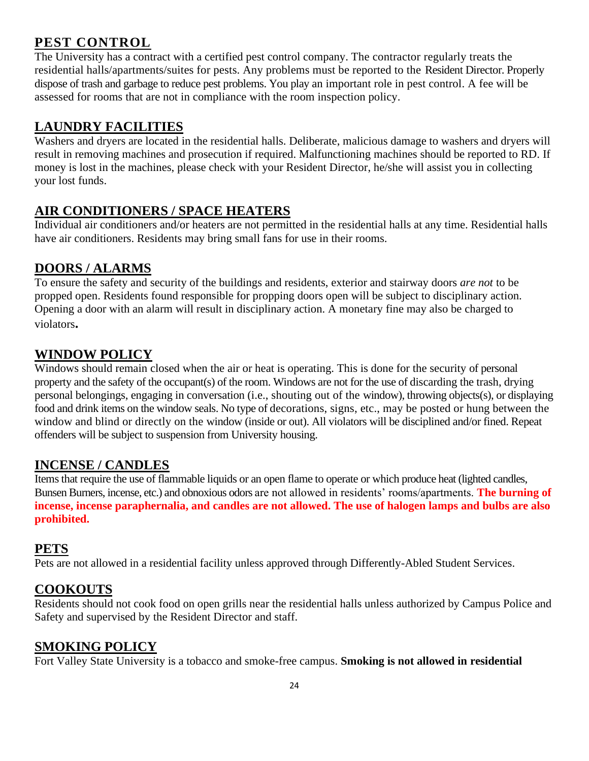## PEST CONTROL

The University has a contract with a certified pest control company. The contractor regularly treats the residential halls/apartments/suites for pests. Any problems must be reported to the Resident Director. Properly dispose of trash and garbage to reduce pest problems. You play an important role in pest control. A fee will be assessed for rooms that are not in compliance with the room inspection policy.

## LAUNDRY FACILITIES

Washers and dryers are located in the residential halls. Deliberate, malicious damage to washers and dryers will result in removing machines and prosecution if required. Malfunctioning machines should be reported to RD. If money is lost in the machines, please check with your Resident Director, he/she will assist you in collecting your lost funds.

## AIR CONDITIONERS / SPACE HEATERS

Individual air conditioners and/or heaters are not permitted in the residential halls at any time. Residential halls have air conditioners. Residents may bring small fans for use in their rooms.

## DOORS / ALARMS

To ensure the safety and security of the buildings and residents, exterior and stairway doors *are not* to be propped open. Residents found responsible for propping doors open will be subject to disciplinary action. Opening a door with an alarm will result in disciplinary action. A monetary fine may also be charged to violators.

## WINDOW POLICY

Windows should remain closed when the air or heat is operating. This is done for the security of personal property and the safety of the occupant(s) of the room. Windows are not for the use of discarding the trash, drying personal belongings, engaging in conversation (i.e., shouting out of the window), throwing objects(s), or displaying food and drink items on the window seals. No type of decorations, signs, etc., may be posted or hung between the window and blind or directly on the window (inside or out). All violators will be disciplined and/or fined. Repeat offenders will be subject to suspension from University housing.

## INCENSE / CANDLES

Items that require the use of flammable liquids or an open flame to operate or which produce heat (lighted candles, Bunsen Burners, incense, etc.) and obnoxious odors are not allowed in residents' rooms/apartments. **The burning of incense, incense paraphernalia, and candles are not allowed. The use of halogen lamps and bulbs are also prohibited.**

## PETS

Pets are not allowed in a residential facility unless approved through Differently-Abled Student Services.

## COOKOUTS

Residents should not cook food on open grills near the residential halls unless authorized by Campus Police and Safety and supervised by the Resident Director and staff.

## SMOKING POLICY

Fort Valley State University is a tobacco and smoke-free campus. **Smoking is not allowed in residential**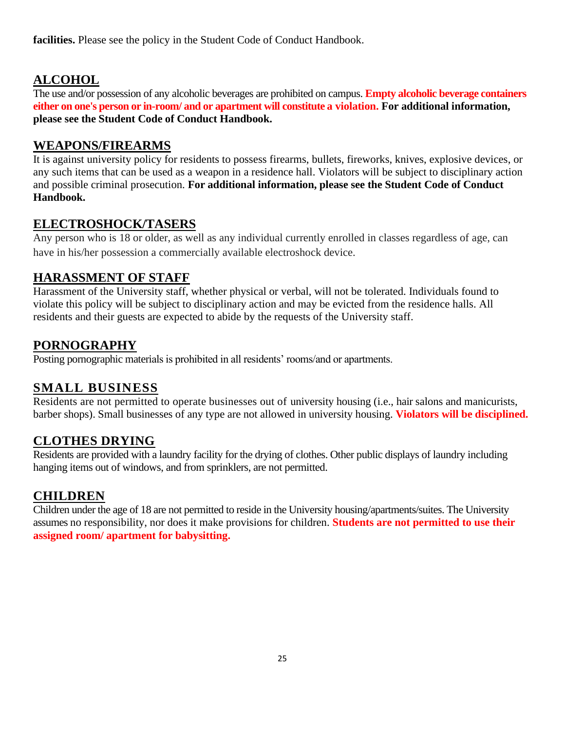**facilities.** Please see the policy in the Student Code of Conduct Handbook.

## ALCOHOL

The use and/or possession of any alcoholic beverages are prohibited on campus. **Empty alcoholic beverage containers either on one's person or in-room/ and or apartment will constitute a violation.** **For additional information, please see the Student Code of Conduct Handbook.**

## WEAPONS/FIREARMS

It is against university policy for residents to possess firearms, bullets, fireworks, knives, explosive devices, or any such items that can be used as a weapon in a residence hall. Violators will be subject to disciplinary action and possible criminal prosecution. **For additional information, please see the Student Code of Conduct Handbook.**

## ELECTROSHOCK/TASERS

Any person who is 18 or older, as well as any individual currently enrolled in classes regardless of age, can have in his/her possession a commercially available electroshock device.

## HARASSMENT OF STAFF

Harassment of the University staff, whether physical or verbal, will not be tolerated. Individuals found to violate this policy will be subject to disciplinary action and may be evicted from the residence halls. All residents and their guests are expected to abide by the requests of the University staff.

## PORNOGRAPHY

Posting pornographic materials is prohibited in all residents' rooms/and or apartments.

## SMALL BUSINESS

Residents are not permitted to operate businesses out of university housing (i.e., hair salons and manicurists, barber shops). Small businesses of any type are not allowed in university housing. **Violators will be disciplined.**

## CLOTHES DRYING

Residents are provided with a laundry facility for the drying of clothes. Other public displays of laundry including hanging items out of windows, and from sprinklers, are not permitted.

## CHILDREN

Children under the age of 18 are not permitted to reside in the University housing/apartments/suites. The University assumes no responsibility, nor does it make provisions for children. **Students are not permitted to use their assigned room/ apartment for babysitting.**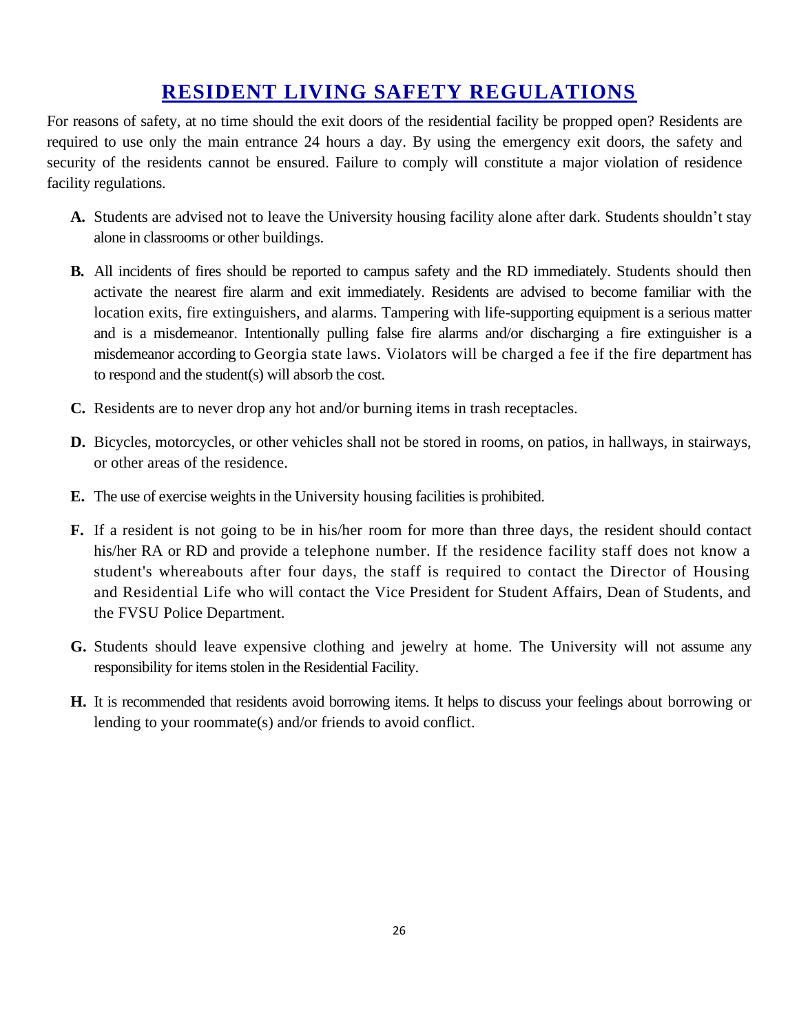# RESIDENT LIVING SAFETY REGULATIONS

For reasons of safety, at no time should the exit doors of the residential facility be propped open? Residents are required to use only the main entrance 24 hours a day. By using the emergency exit doors, the safety and security of the residents cannot be ensured. Failure to comply will constitute a major violation of residence facility regulations.

**A.** Students are advised not to leave the University housing facility alone after dark. Students shouldn't stay alone in classrooms or other buildings.

**B.** All incidents of fires should be reported to campus safety and the RD immediately. Students should then activate the nearest fire alarm and exit immediately. Residents are advised to become familiar with the location exits, fire extinguishers, and alarms. Tampering with life-supporting equipment is a serious matter and is a misdemeanor. Intentionally pulling false fire alarms and/or discharging a fire extinguisher is a misdemeanor according to Georgia state laws. Violators will be charged a fee if the fire department has to respond and the student(s) will absorb the cost.

**C.** Residents are to never drop any hot and/or burning items in trash receptacles.

**D.** Bicycles, motorcycles, or other vehicles shall not be stored in rooms, on patios, in hallways, in stairways, or other areas of the residence.

**E.** The use of exercise weights in the University housing facilities is prohibited.

**F.** If a resident is not going to be in his/her room for more than three days, the resident should contact his/her RA or RD and provide a telephone number. If the residence facility staff does not know a student's whereabouts after four days, the staff is required to contact the Director of Housing and Residential Life who will contact the Vice President for Student Affairs, Dean of Students, and the FVSU Police Department.

**G.** Students should leave expensive clothing and jewelry at home. The University will not assume any responsibility for items stolen in the Residential Facility.

**H.** It is recommended that residents avoid borrowing items. It helps to discuss your feelings about borrowing or lending to your roommate(s) and/or friends to avoid conflict.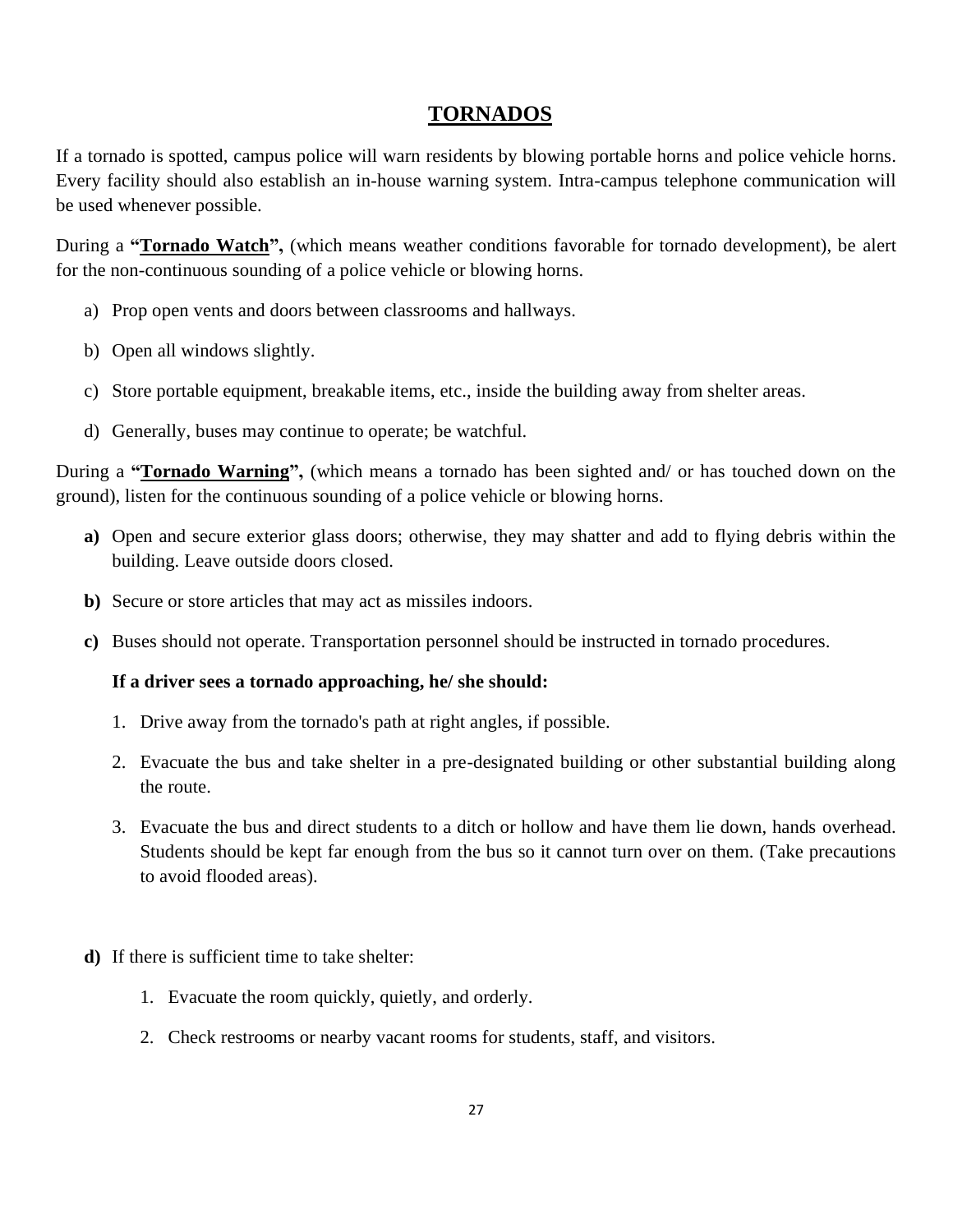# TORNADOS

If a tornado is spotted, campus police will warn residents by blowing portable horns and police vehicle horns. Every facility should also establish an in-house warning system. Intra-campus telephone communication will be used whenever possible.

During a **"Tornado Watch",** (which means weather conditions favorable for tornado development), be alert for the non-continuous sounding of a police vehicle or blowing horns.

a) Prop open vents and doors between classrooms and hallways.

b) Open all windows slightly.

c) Store portable equipment, breakable items, etc., inside the building away from shelter areas.

d) Generally, buses may continue to operate; be watchful.

During a **"Tornado Warning",** (which means a tornado has been sighted and/ or has touched down on the ground), listen for the continuous sounding of a police vehicle or blowing horns.

**a)** Open and secure exterior glass doors; otherwise, they may shatter and add to flying debris within the building. Leave outside doors closed.

**b)** Secure or store articles that may act as missiles indoors.

**c)** Buses should not operate. Transportation personnel should be instructed in tornado procedures.

**If a driver sees a tornado approaching, he/ she should:**

1. Drive away from the tornado's path at right angles, if possible.
2. Evacuate the bus and take shelter in a pre-designated building or other substantial building along the route.
3. Evacuate the bus and direct students to a ditch or hollow and have them lie down, hands overhead. Students should be kept far enough from the bus so it cannot turn over on them. (Take precautions to avoid flooded areas).

**d)** If there is sufficient time to take shelter:

1. Evacuate the room quickly, quietly, and orderly.
2. Check restrooms or nearby vacant rooms for students, staff, and visitors.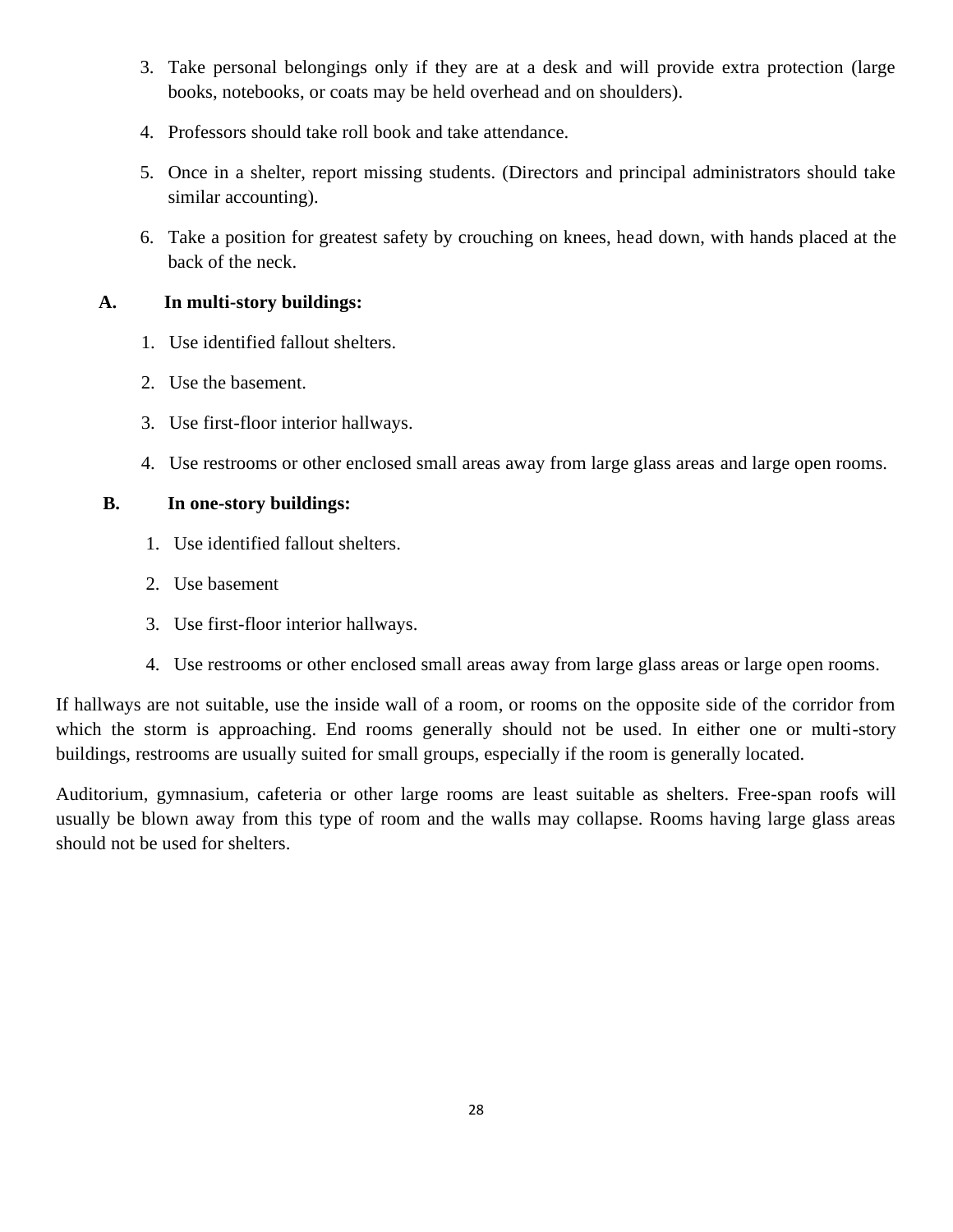3. Take personal belongings only if they are at a desk and will provide extra protection (large books, notebooks, or coats may be held overhead and on shoulders).
4. Professors should take roll book and take attendance.
5. Once in a shelter, report missing students. (Directors and principal administrators should take similar accounting).
6. Take a position for greatest safety by crouching on knees, head down, with hands placed at the back of the neck.

**A. In multi-story buildings:**

1. Use identified fallout shelters.
2. Use the basement.
3. Use first-floor interior hallways.
4. Use restrooms or other enclosed small areas away from large glass areas and large open rooms.

**B. In one-story buildings:**

1. Use identified fallout shelters.
2. Use basement
3. Use first-floor interior hallways.
4. Use restrooms or other enclosed small areas away from large glass areas or large open rooms.

If hallways are not suitable, use the inside wall of a room, or rooms on the opposite side of the corridor from which the storm is approaching. End rooms generally should not be used. In either one or multi-story buildings, restrooms are usually suited for small groups, especially if the room is generally located.

Auditorium, gymnasium, cafeteria or other large rooms are least suitable as shelters. Free-span roofs will usually be blown away from this type of room and the walls may collapse. Rooms having large glass areas should not be used for shelters.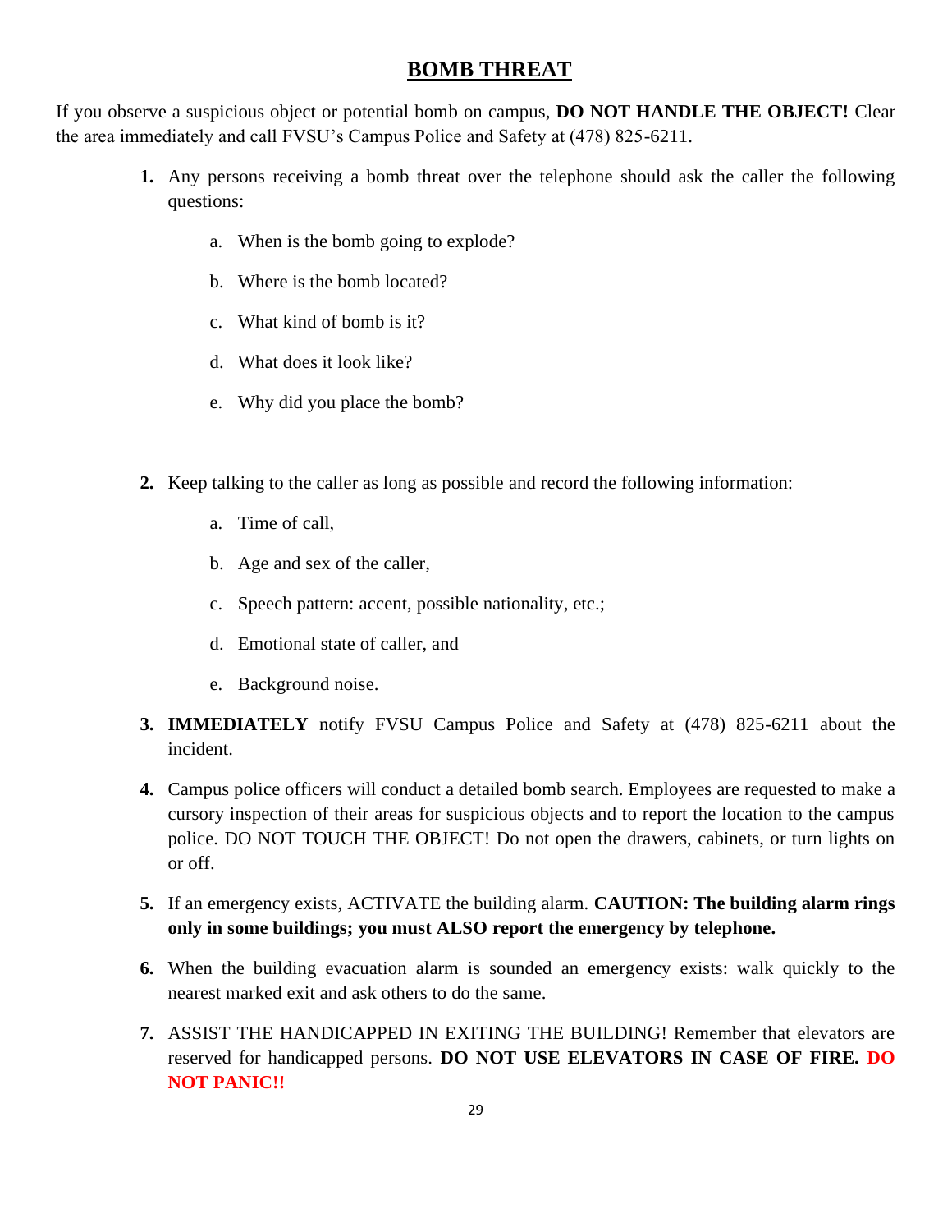# BOMB THREAT

If you observe a suspicious object or potential bomb on campus, **DO NOT HANDLE THE OBJECT!** Clear the area immediately and call FVSU's Campus Police and Safety at (478) 825-6211.

1. Any persons receiving a bomb threat over the telephone should ask the caller the following questions:

   a. When is the bomb going to explode?

   b. Where is the bomb located?

   c. What kind of bomb is it?

   d. What does it look like?

   e. Why did you place the bomb?

2. Keep talking to the caller as long as possible and record the following information:

   a. Time of call,

   b. Age and sex of the caller,

   c. Speech pattern: accent, possible nationality, etc.;

   d. Emotional state of caller, and

   e. Background noise.

3. **IMMEDIATELY** notify FVSU Campus Police and Safety at (478) 825-6211 about the incident.

4. Campus police officers will conduct a detailed bomb search. Employees are requested to make a cursory inspection of their areas for suspicious objects and to report the location to the campus police. DO NOT TOUCH THE OBJECT! Do not open the drawers, cabinets, or turn lights on or off.

5. If an emergency exists, ACTIVATE the building alarm. **CAUTION: The building alarm rings only in some buildings; you must ALSO report the emergency by telephone.**

6. When the building evacuation alarm is sounded an emergency exists: walk quickly to the nearest marked exit and ask others to do the same.

7. ASSIST THE HANDICAPPED IN EXITING THE BUILDING! Remember that elevators are reserved for handicapped persons. **DO NOT USE ELEVATORS IN CASE OF FIRE. DO NOT PANIC!!**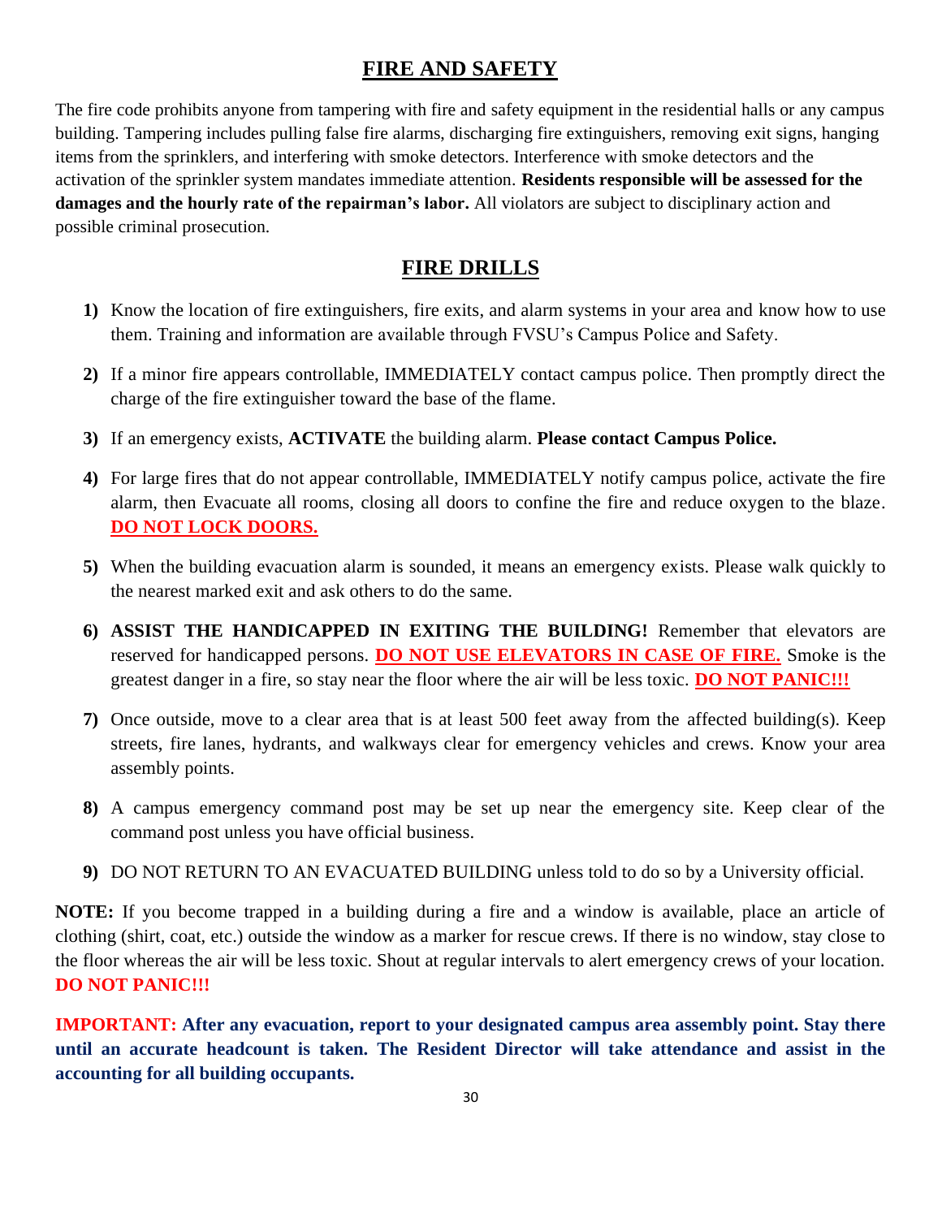## FIRE AND SAFETY

The fire code prohibits anyone from tampering with fire and safety equipment in the residential halls or any campus building. Tampering includes pulling false fire alarms, discharging fire extinguishers, removing exit signs, hanging items from the sprinklers, and interfering with smoke detectors. Interference with smoke detectors and the activation of the sprinkler system mandates immediate attention. **Residents responsible will be assessed for the damages and the hourly rate of the repairman's labor.** All violators are subject to disciplinary action and possible criminal prosecution.

## FIRE DRILLS

1) Know the location of fire extinguishers, fire exits, and alarm systems in your area and know how to use them. Training and information are available through FVSU's Campus Police and Safety.

2) If a minor fire appears controllable, IMMEDIATELY contact campus police. Then promptly direct the charge of the fire extinguisher toward the base of the flame.

3) If an emergency exists, **ACTIVATE** the building alarm. **Please contact Campus Police.**

4) For large fires that do not appear controllable, IMMEDIATELY notify campus police, activate the fire alarm, then Evacuate all rooms, closing all doors to confine the fire and reduce oxygen to the blaze. **DO NOT LOCK DOORS.**

5) When the building evacuation alarm is sounded, it means an emergency exists. Please walk quickly to the nearest marked exit and ask others to do the same.

6) **ASSIST THE HANDICAPPED IN EXITING THE BUILDING!** Remember that elevators are reserved for handicapped persons. **DO NOT USE ELEVATORS IN CASE OF FIRE.** Smoke is the greatest danger in a fire, so stay near the floor where the air will be less toxic. **DO NOT PANIC!!!**

7) Once outside, move to a clear area that is at least 500 feet away from the affected building(s). Keep streets, fire lanes, hydrants, and walkways clear for emergency vehicles and crews. Know your area assembly points.

8) A campus emergency command post may be set up near the emergency site. Keep clear of the command post unless you have official business.

9) DO NOT RETURN TO AN EVACUATED BUILDING unless told to do so by a University official.

**NOTE:** If you become trapped in a building during a fire and a window is available, place an article of clothing (shirt, coat, etc.) outside the window as a marker for rescue crews. If there is no window, stay close to the floor whereas the air will be less toxic. Shout at regular intervals to alert emergency crews of your location. **DO NOT PANIC!!!**

**IMPORTANT: After any evacuation, report to your designated campus area assembly point. Stay there until an accurate headcount is taken. The Resident Director will take attendance and assist in the accounting for all building occupants.**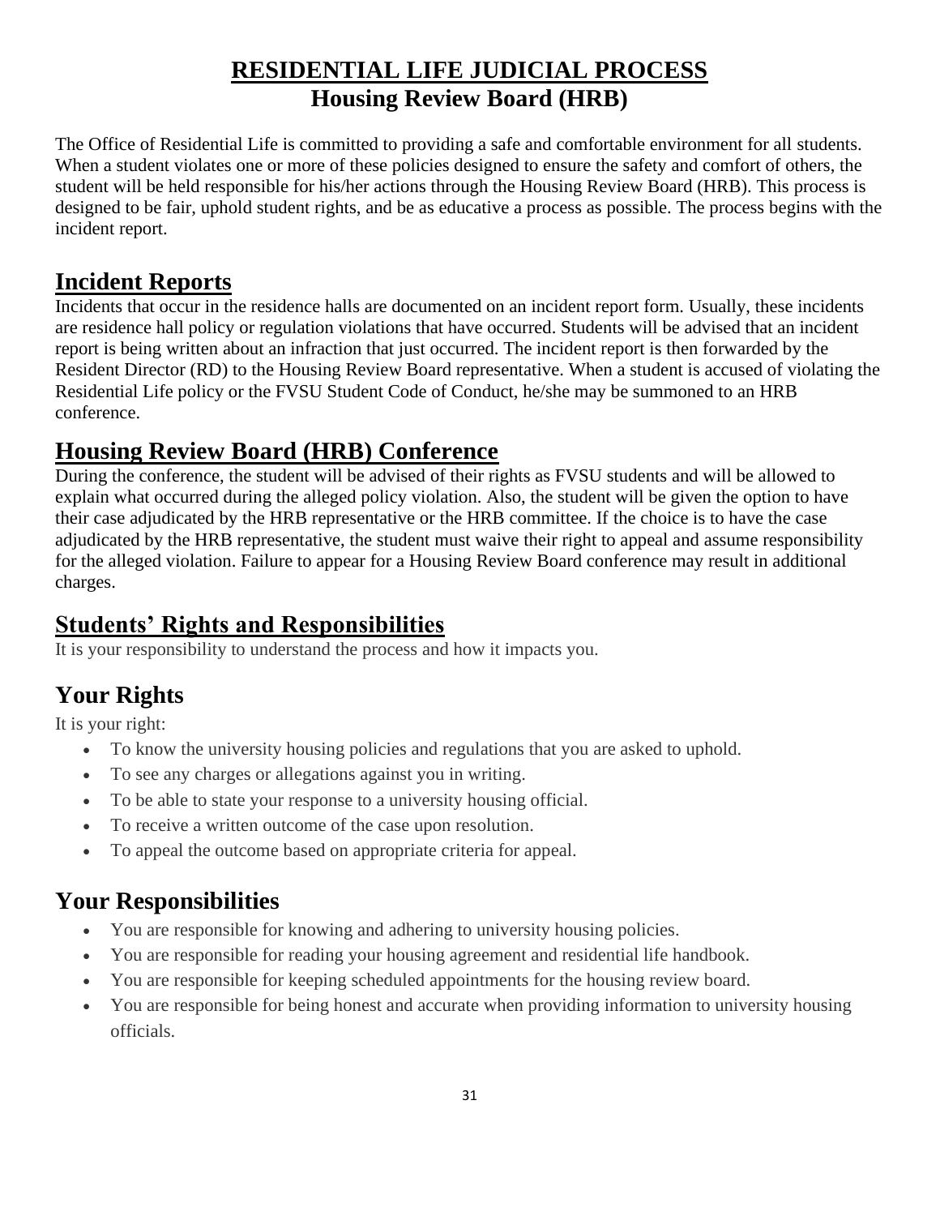# RESIDENTIAL LIFE JUDICIAL PROCESS

## Housing Review Board (HRB)

The Office of Residential Life is committed to providing a safe and comfortable environment for all students. When a student violates one or more of these policies designed to ensure the safety and comfort of others, the student will be held responsible for his/her actions through the Housing Review Board (HRB). This process is designed to be fair, uphold student rights, and be as educative a process as possible. The process begins with the incident report.

## Incident Reports

Incidents that occur in the residence halls are documented on an incident report form. Usually, these incidents are residence hall policy or regulation violations that have occurred. Students will be advised that an incident report is being written about an infraction that just occurred. The incident report is then forwarded by the Resident Director (RD) to the Housing Review Board representative. When a student is accused of violating the Residential Life policy or the FVSU Student Code of Conduct, he/she may be summoned to an HRB conference.

## Housing Review Board (HRB) Conference

During the conference, the student will be advised of their rights as FVSU students and will be allowed to explain what occurred during the alleged policy violation. Also, the student will be given the option to have their case adjudicated by the HRB representative or the HRB committee. If the choice is to have the case adjudicated by the HRB representative, the student must waive their right to appeal and assume responsibility for the alleged violation. Failure to appear for a Housing Review Board conference may result in additional charges.

## Students' Rights and Responsibilities

It is your responsibility to understand the process and how it impacts you.

## Your Rights

It is your right:

- To know the university housing policies and regulations that you are asked to uphold.
- To see any charges or allegations against you in writing.
- To be able to state your response to a university housing official.
- To receive a written outcome of the case upon resolution.
- To appeal the outcome based on appropriate criteria for appeal.

## Your Responsibilities

- You are responsible for knowing and adhering to university housing policies.
- You are responsible for reading your housing agreement and residential life handbook.
- You are responsible for keeping scheduled appointments for the housing review board.
- You are responsible for being honest and accurate when providing information to university housing officials.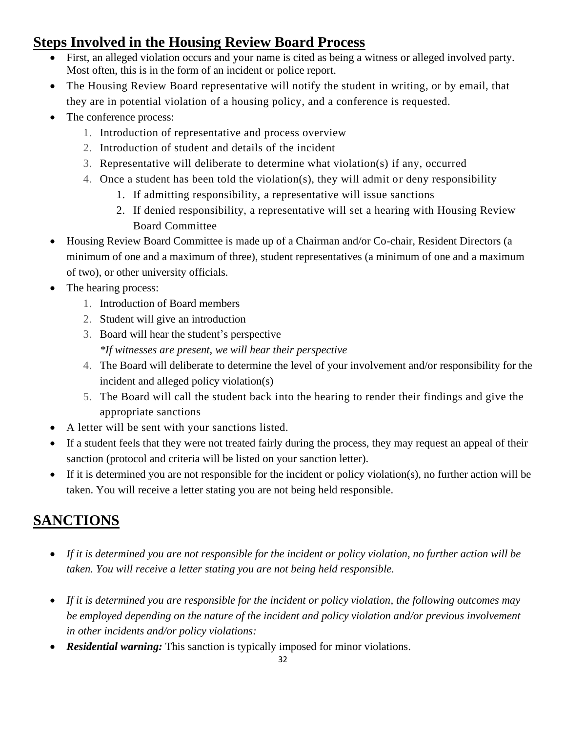## Steps Involved in the Housing Review Board Process

- First, an alleged violation occurs and your name is cited as being a witness or alleged involved party. Most often, this is in the form of an incident or police report.
- The Housing Review Board representative will notify the student in writing, or by email, that they are in potential violation of a housing policy, and a conference is requested.
- The conference process:
  1. Introduction of representative and process overview
  2. Introduction of student and details of the incident
  3. Representative will deliberate to determine what violation(s) if any, occurred
  4. Once a student has been told the violation(s), they will admit or deny responsibility
     1. If admitting responsibility, a representative will issue sanctions
     2. If denied responsibility, a representative will set a hearing with Housing Review Board Committee
- Housing Review Board Committee is made up of a Chairman and/or Co-chair, Resident Directors (a minimum of one and a maximum of three), student representatives (a minimum of one and a maximum of two), or other university officials.
- The hearing process:
  1. Introduction of Board members
  2. Student will give an introduction
  3. Board will hear the student's perspective
     *\*If witnesses are present, we will hear their perspective*
  4. The Board will deliberate to determine the level of your involvement and/or responsibility for the incident and alleged policy violation(s)
  5. The Board will call the student back into the hearing to render their findings and give the appropriate sanctions
- A letter will be sent with your sanctions listed.
- If a student feels that they were not treated fairly during the process, they may request an appeal of their sanction (protocol and criteria will be listed on your sanction letter).
- If it is determined you are not responsible for the incident or policy violation(s), no further action will be taken. You will receive a letter stating you are not being held responsible.

## SANCTIONS

- *If it is determined you are not responsible for the incident or policy violation, no further action will be taken. You will receive a letter stating you are not being held responsible.*
- *If it is determined you are responsible for the incident or policy violation, the following outcomes may be employed depending on the nature of the incident and policy violation and/or previous involvement in other incidents and/or policy violations:*
- ***Residential warning:*** This sanction is typically imposed for minor violations.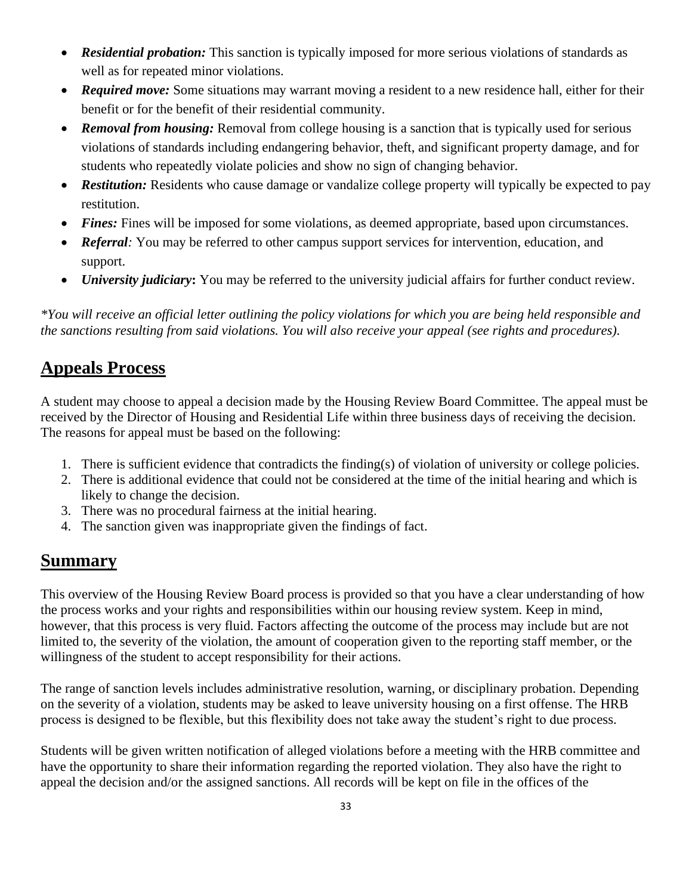- ***Residential probation:*** This sanction is typically imposed for more serious violations of standards as well as for repeated minor violations.
- ***Required move:*** Some situations may warrant moving a resident to a new residence hall, either for their benefit or for the benefit of their residential community.
- ***Removal from housing:*** Removal from college housing is a sanction that is typically used for serious violations of standards including endangering behavior, theft, and significant property damage, and for students who repeatedly violate policies and show no sign of changing behavior.
- ***Restitution:*** Residents who cause damage or vandalize college property will typically be expected to pay restitution.
- ***Fines:*** Fines will be imposed for some violations, as deemed appropriate, based upon circumstances.
- ***Referral**:* You may be referred to other campus support services for intervention, education, and support.
- ***University judiciary*:** You may be referred to the university judicial affairs for further conduct review.

**You will receive an official letter outlining the policy violations for which you are being held responsible and the sanctions resulting from said violations. You will also receive your appeal (see rights and procedures).*

## Appeals Process

A student may choose to appeal a decision made by the Housing Review Board Committee. The appeal must be received by the Director of Housing and Residential Life within three business days of receiving the decision. The reasons for appeal must be based on the following:

1. There is sufficient evidence that contradicts the finding(s) of violation of university or college policies.
2. There is additional evidence that could not be considered at the time of the initial hearing and which is likely to change the decision.
3. There was no procedural fairness at the initial hearing.
4. The sanction given was inappropriate given the findings of fact.

## Summary

This overview of the Housing Review Board process is provided so that you have a clear understanding of how the process works and your rights and responsibilities within our housing review system. Keep in mind, however, that this process is very fluid. Factors affecting the outcome of the process may include but are not limited to, the severity of the violation, the amount of cooperation given to the reporting staff member, or the willingness of the student to accept responsibility for their actions.

The range of sanction levels includes administrative resolution, warning, or disciplinary probation. Depending on the severity of a violation, students may be asked to leave university housing on a first offense. The HRB process is designed to be flexible, but this flexibility does not take away the student's right to due process.

Students will be given written notification of alleged violations before a meeting with the HRB committee and have the opportunity to share their information regarding the reported violation. They also have the right to appeal the decision and/or the assigned sanctions. All records will be kept on file in the offices of the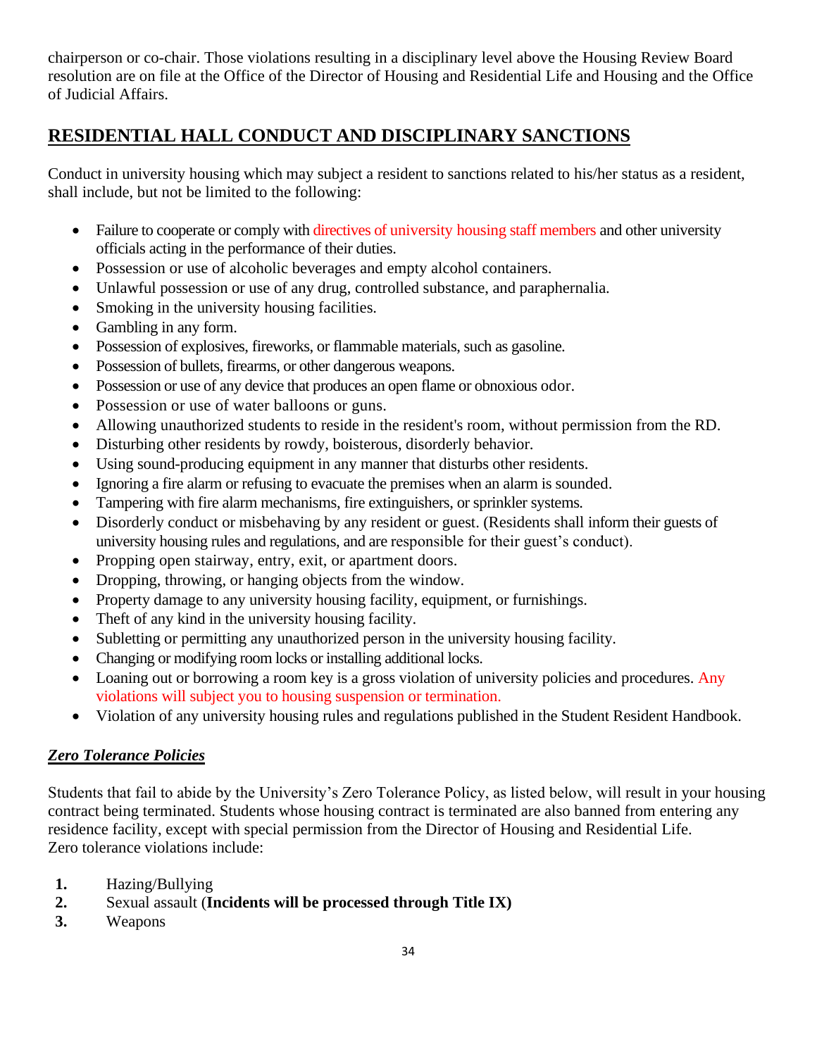chairperson or co-chair. Those violations resulting in a disciplinary level above the Housing Review Board resolution are on file at the Office of the Director of Housing and Residential Life and Housing and the Office of Judicial Affairs.

## RESIDENTIAL HALL CONDUCT AND DISCIPLINARY SANCTIONS

Conduct in university housing which may subject a resident to sanctions related to his/her status as a resident, shall include, but not be limited to the following:

- Failure to cooperate or comply with directives of university housing staff members and other university officials acting in the performance of their duties.
- Possession or use of alcoholic beverages and empty alcohol containers.
- Unlawful possession or use of any drug, controlled substance, and paraphernalia.
- Smoking in the university housing facilities.
- Gambling in any form.
- Possession of explosives, fireworks, or flammable materials, such as gasoline.
- Possession of bullets, firearms, or other dangerous weapons.
- Possession or use of any device that produces an open flame or obnoxious odor.
- Possession or use of water balloons or guns.
- Allowing unauthorized students to reside in the resident's room, without permission from the RD.
- Disturbing other residents by rowdy, boisterous, disorderly behavior.
- Using sound-producing equipment in any manner that disturbs other residents.
- Ignoring a fire alarm or refusing to evacuate the premises when an alarm is sounded.
- Tampering with fire alarm mechanisms, fire extinguishers, or sprinkler systems.
- Disorderly conduct or misbehaving by any resident or guest. (Residents shall inform their guests of university housing rules and regulations, and are responsible for their guest's conduct).
- Propping open stairway, entry, exit, or apartment doors.
- Dropping, throwing, or hanging objects from the window.
- Property damage to any university housing facility, equipment, or furnishings.
- Theft of any kind in the university housing facility.
- Subletting or permitting any unauthorized person in the university housing facility.
- Changing or modifying room locks or installing additional locks.
- Loaning out or borrowing a room key is a gross violation of university policies and procedures. Any violations will subject you to housing suspension or termination.
- Violation of any university housing rules and regulations published in the Student Resident Handbook.

### ***Zero Tolerance Policies***

Students that fail to abide by the University's Zero Tolerance Policy, as listed below, will result in your housing contract being terminated. Students whose housing contract is terminated are also banned from entering any residence facility, except with special permission from the Director of Housing and Residential Life.
Zero tolerance violations include:

1. Hazing/Bullying
2. Sexual assault (**Incidents will be processed through Title IX)**
3. Weapons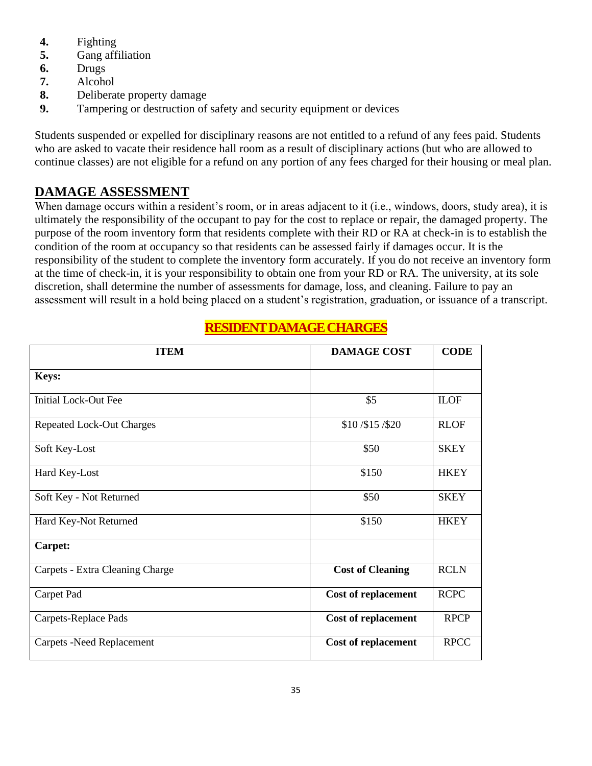4. Fighting
5. Gang affiliation
6. Drugs
7. Alcohol
8. Deliberate property damage
9. Tampering or destruction of safety and security equipment or devices

Students suspended or expelled for disciplinary reasons are not entitled to a refund of any fees paid. Students who are asked to vacate their residence hall room as a result of disciplinary actions (but who are allowed to continue classes) are not eligible for a refund on any portion of any fees charged for their housing or meal plan.

## DAMAGE ASSESSMENT

When damage occurs within a resident's room, or in areas adjacent to it (i.e., windows, doors, study area), it is ultimately the responsibility of the occupant to pay for the cost to replace or repair, the damaged property. The purpose of the room inventory form that residents complete with their RD or RA at check-in is to establish the condition of the room at occupancy so that residents can be assessed fairly if damages occur. It is the responsibility of the student to complete the inventory form accurately. If you do not receive an inventory form at the time of check-in, it is your responsibility to obtain one from your RD or RA. The university, at its sole discretion, shall determine the number of assessments for damage, loss, and cleaning. Failure to pay an assessment will result in a hold being placed on a student's registration, graduation, or issuance of a transcript.

### RESIDENT DAMAGE CHARGES

| ITEM | DAMAGE COST | CODE |
|---|---|---|
| **Keys:** | | |
| Initial Lock-Out Fee | $5 | ILOF |
| Repeated Lock-Out Charges | $10 /$15 /$20 | RLOF |
| Soft Key-Lost | $50 | SKEY |
| Hard Key-Lost | $150 | HKEY |
| Soft Key - Not Returned | $50 | SKEY |
| Hard Key-Not Returned | $150 | HKEY |
| **Carpet:** | | |
| Carpets - Extra Cleaning Charge | **Cost of Cleaning** | RCLN |
| Carpet Pad | **Cost of replacement** | RCPC |
| Carpets-Replace Pads | **Cost of replacement** | RPCP |
| Carpets -Need Replacement | **Cost of replacement** | RPCC |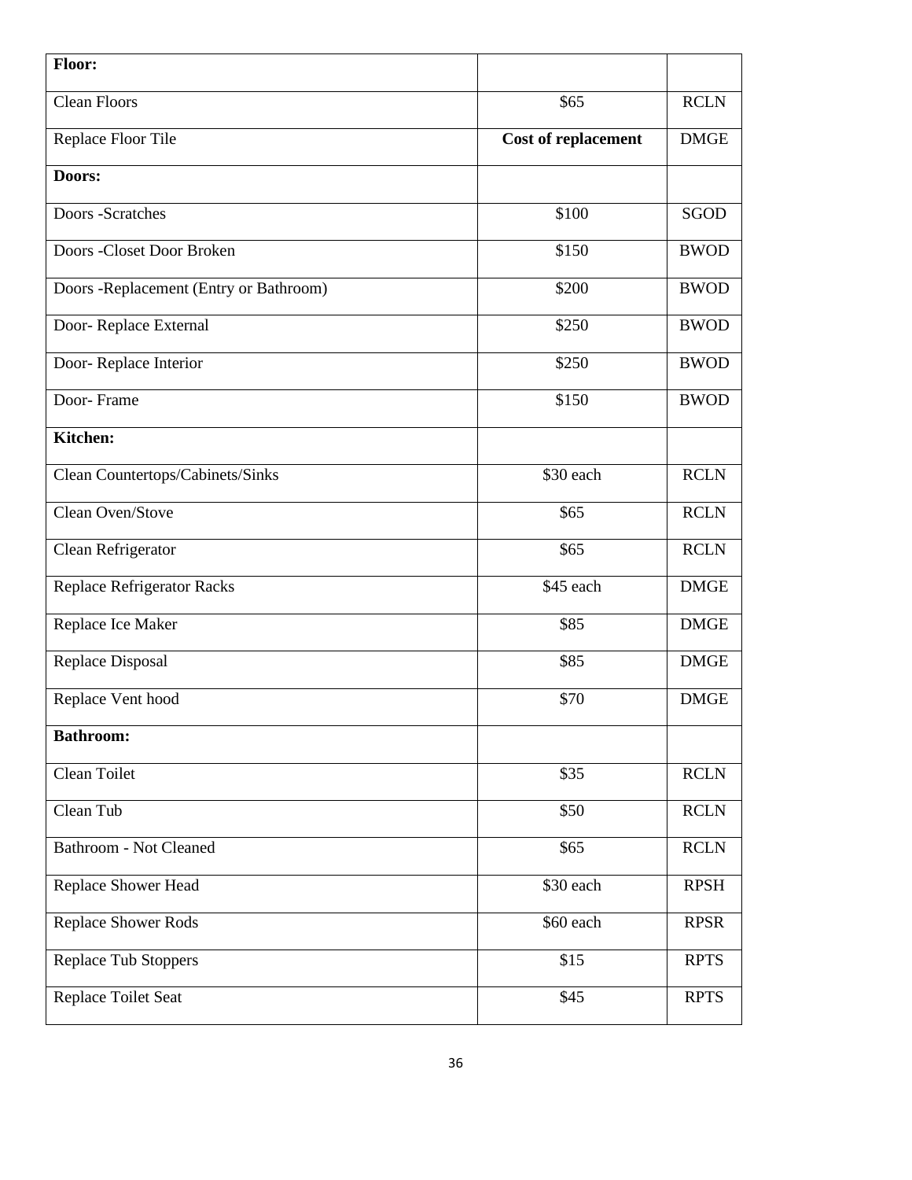| **Floor:** | | |
|---|---|---|
| Clean Floors | $65 | RCLN |
| Replace Floor Tile | **Cost of replacement** | DMGE |
| **Doors:** | | |
| Doors -Scratches | $100 | SGOD |
| Doors -Closet Door Broken | $150 | BWOD |
| Doors -Replacement (Entry or Bathroom) | $200 | BWOD |
| Door- Replace External | $250 | BWOD |
| Door- Replace Interior | $250 | BWOD |
| Door- Frame | $150 | BWOD |
| **Kitchen:** | | |
| Clean Countertops/Cabinets/Sinks | $30 each | RCLN |
| Clean Oven/Stove | $65 | RCLN |
| Clean Refrigerator | $65 | RCLN |
| Replace Refrigerator Racks | $45 each | DMGE |
| Replace Ice Maker | $85 | DMGE |
| Replace Disposal | $85 | DMGE |
| Replace Vent hood | $70 | DMGE |
| **Bathroom:** | | |
| Clean Toilet | $35 | RCLN |
| Clean Tub | $50 | RCLN |
| Bathroom - Not Cleaned | $65 | RCLN |
| Replace Shower Head | $30 each | RPSH |
| Replace Shower Rods | $60 each | RPSR |
| Replace Tub Stoppers | $15 | RPTS |
| Replace Toilet Seat | $45 | RPTS |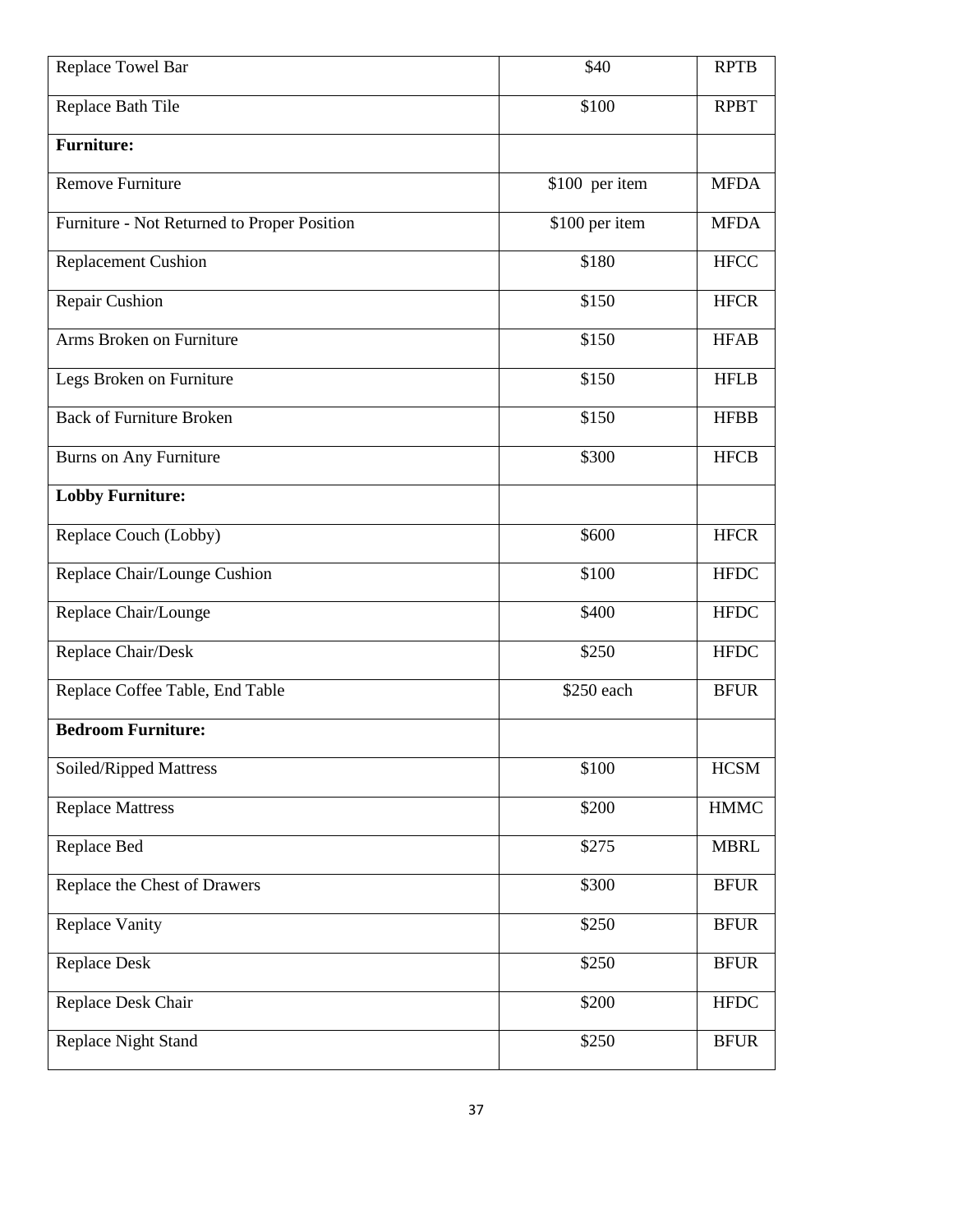| Replace Towel Bar | $40 | RPTB |
|---|---|---|
| Replace Bath Tile | $100 | RPBT |
| **Furniture:** | | |
| Remove Furniture | $100 per item | MFDA |
| Furniture - Not Returned to Proper Position | $100 per item | MFDA |
| Replacement Cushion | $180 | HFCC |
| Repair Cushion | $150 | HFCR |
| Arms Broken on Furniture | $150 | HFAB |
| Legs Broken on Furniture | $150 | HFLB |
| Back of Furniture Broken | $150 | HFBB |
| Burns on Any Furniture | $300 | HFCB |
| **Lobby Furniture:** | | |
| Replace Couch (Lobby) | $600 | HFCR |
| Replace Chair/Lounge Cushion | $100 | HFDC |
| Replace Chair/Lounge | $400 | HFDC |
| Replace Chair/Desk | $250 | HFDC |
| Replace Coffee Table, End Table | $250 each | BFUR |
| **Bedroom Furniture:** | | |
| Soiled/Ripped Mattress | $100 | HCSM |
| Replace Mattress | $200 | HMMC |
| Replace Bed | $275 | MBRL |
| Replace the Chest of Drawers | $300 | BFUR |
| Replace Vanity | $250 | BFUR |
| Replace Desk | $250 | BFUR |
| Replace Desk Chair | $200 | HFDC |
| Replace Night Stand | $250 | BFUR |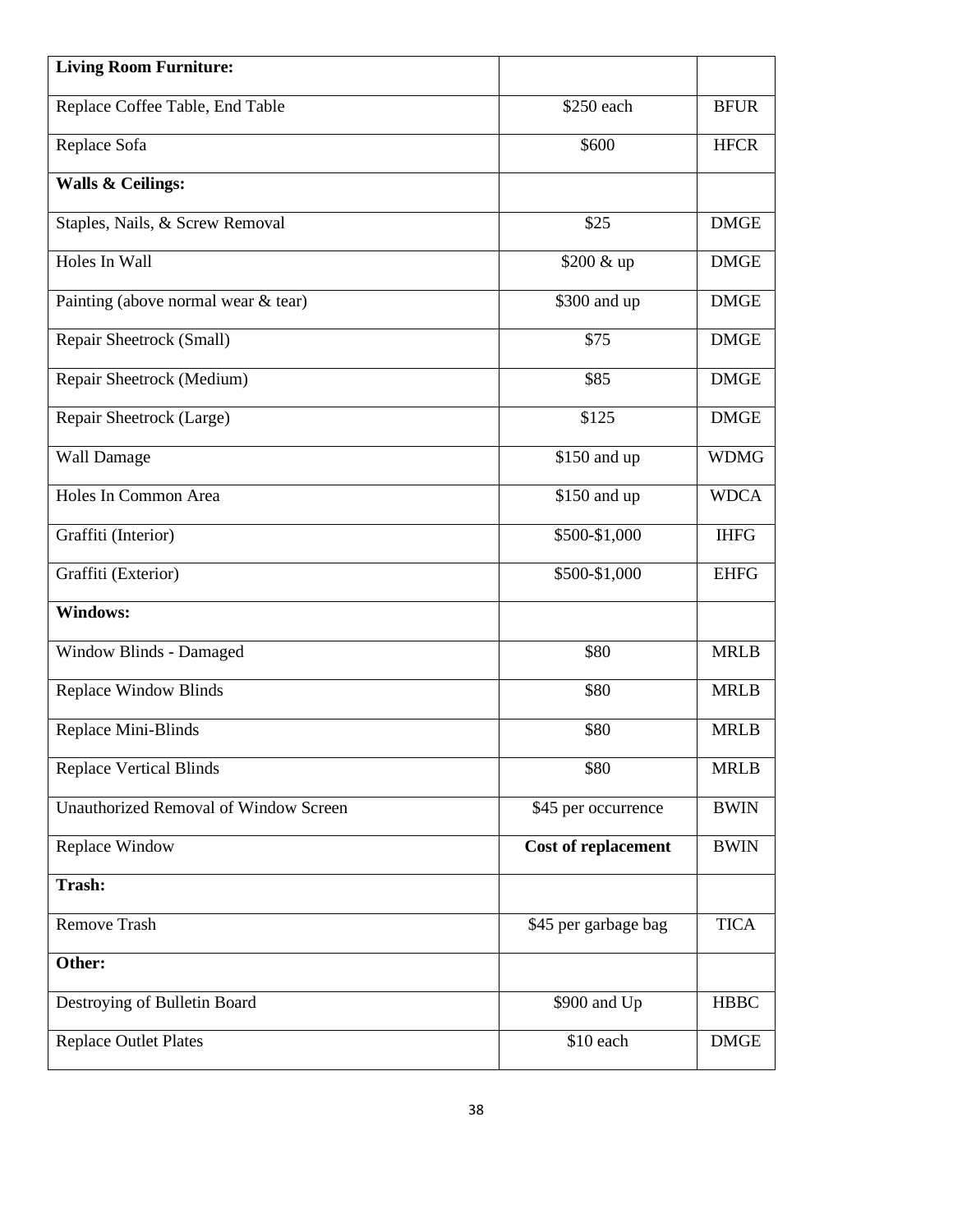| **Living Room Furniture:** | | |
|---|---|---|
| Replace Coffee Table, End Table | $250 each | BFUR |
| Replace Sofa | $600 | HFCR |
| **Walls & Ceilings:** | | |
| Staples, Nails, & Screw Removal | $25 | DMGE |
| Holes In Wall | $200 & up | DMGE |
| Painting (above normal wear & tear) | $300 and up | DMGE |
| Repair Sheetrock (Small) | $75 | DMGE |
| Repair Sheetrock (Medium) | $85 | DMGE |
| Repair Sheetrock (Large) | $125 | DMGE |
| Wall Damage | $150 and up | WDMG |
| Holes In Common Area | $150 and up | WDCA |
| Graffiti (Interior) | $500-$1,000 | IHFG |
| Graffiti (Exterior) | $500-$1,000 | EHFG |
| **Windows:** | | |
| Window Blinds - Damaged | $80 | MRLB |
| Replace Window Blinds | $80 | MRLB |
| Replace Mini-Blinds | $80 | MRLB |
| Replace Vertical Blinds | $80 | MRLB |
| Unauthorized Removal of Window Screen | $45 per occurrence | BWIN |
| Replace Window | **Cost of replacement** | BWIN |
| **Trash:** | | |
| Remove Trash | $45 per garbage bag | TICA |
| **Other:** | | |
| Destroying of Bulletin Board | $900 and Up | HBBC |
| Replace Outlet Plates | $10 each | DMGE |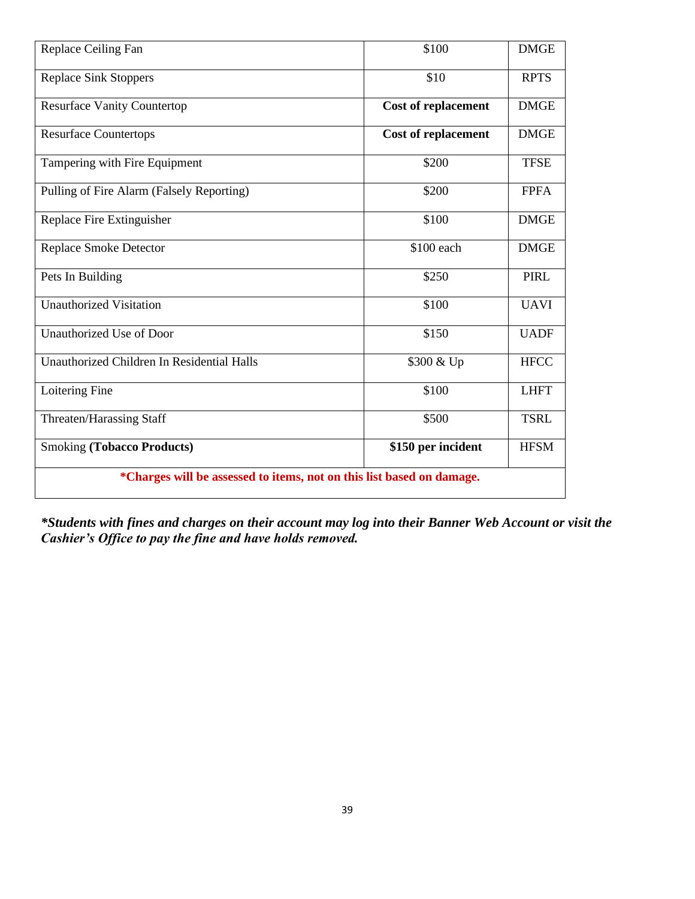| Replace Ceiling Fan | $100 | DMGE |
|---|---|---|
| Replace Sink Stoppers | $10 | RPTS |
| Resurface Vanity Countertop | **Cost of replacement** | DMGE |
| Resurface Countertops | **Cost of replacement** | DMGE |
| Tampering with Fire Equipment | $200 | TFSE |
| Pulling of Fire Alarm (Falsely Reporting) | $200 | FPFA |
| Replace Fire Extinguisher | $100 | DMGE |
| Replace Smoke Detector | $100 each | DMGE |
| Pets In Building | $250 | PIRL |
| Unauthorized Visitation | $100 | UAVI |
| Unauthorized Use of Door | $150 | UADF |
| Unauthorized Children In Residential Halls | $300 & Up | HFCC |
| Loitering Fine | $100 | LHFT |
| Threaten/Harassing Staff | $500 | TSRL |
| Smoking **(Tobacco Products)** | **$150 per incident** | HFSM |
| ***Charges will be assessed to items, not on this list based on damage.** | | |

***Students with fines and charges on their account may log into their Banner Web Account or visit the Cashier's Office to pay the fine and have holds removed.***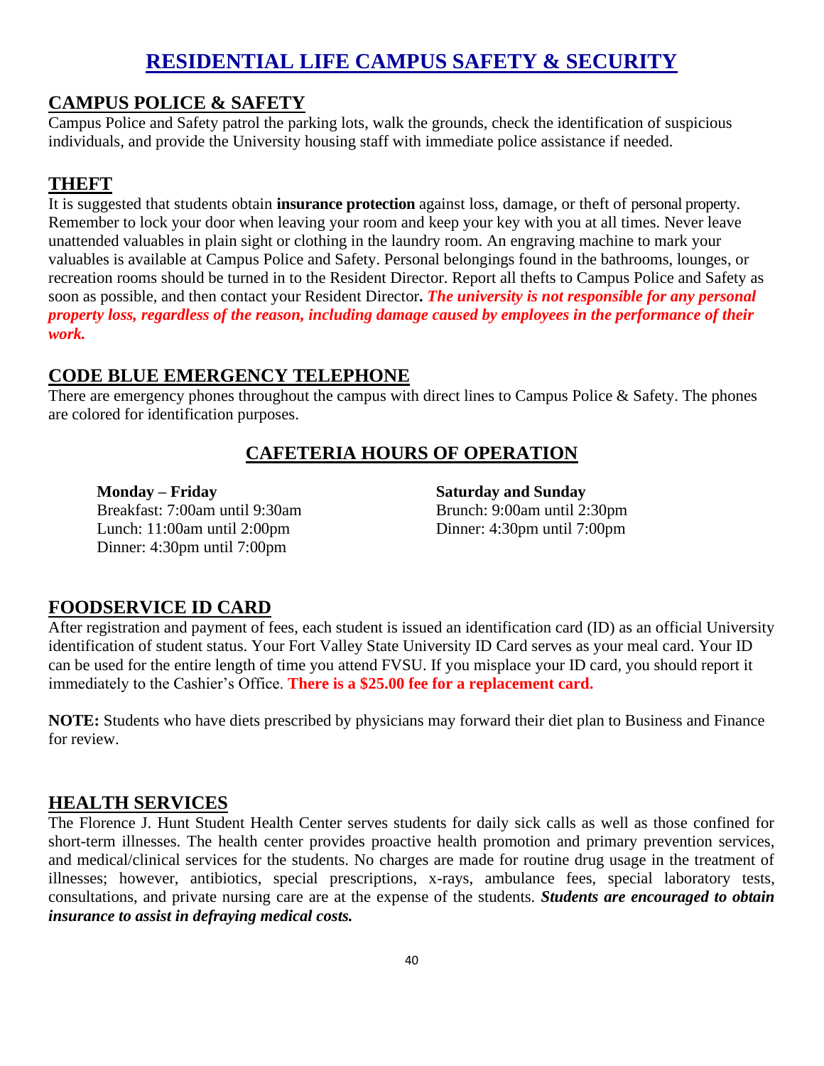# RESIDENTIAL LIFE CAMPUS SAFETY & SECURITY

## CAMPUS POLICE & SAFETY

Campus Police and Safety patrol the parking lots, walk the grounds, check the identification of suspicious individuals, and provide the University housing staff with immediate police assistance if needed.

## THEFT

It is suggested that students obtain **insurance protection** against loss, damage, or theft of personal property. Remember to lock your door when leaving your room and keep your key with you at all times. Never leave unattended valuables in plain sight or clothing in the laundry room. An engraving machine to mark your valuables is available at Campus Police and Safety. Personal belongings found in the bathrooms, lounges, or recreation rooms should be turned in to the Resident Director. Report all thefts to Campus Police and Safety as soon as possible, and then contact your Resident Director**.** ***The university is not responsible for any personal property loss, regardless of the reason, including damage caused by employees in the performance of their work.***

## CODE BLUE EMERGENCY TELEPHONE

There are emergency phones throughout the campus with direct lines to Campus Police & Safety. The phones are colored for identification purposes.

## CAFETERIA HOURS OF OPERATION

**Monday – Friday**
Breakfast: 7:00am until 9:30am
Lunch: 11:00am until 2:00pm
Dinner: 4:30pm until 7:00pm

**Saturday and Sunday**
Brunch: 9:00am until 2:30pm
Dinner: 4:30pm until 7:00pm

## FOODSERVICE ID CARD

After registration and payment of fees, each student is issued an identification card (ID) as an official University identification of student status. Your Fort Valley State University ID Card serves as your meal card. Your ID can be used for the entire length of time you attend FVSU. If you misplace your ID card, you should report it immediately to the Cashier's Office. **There is a $25.00 fee for a replacement card.**

**NOTE:** Students who have diets prescribed by physicians may forward their diet plan to Business and Finance for review.

## HEALTH SERVICES

The Florence J. Hunt Student Health Center serves students for daily sick calls as well as those confined for short-term illnesses. The health center provides proactive health promotion and primary prevention services, and medical/clinical services for the students. No charges are made for routine drug usage in the treatment of illnesses; however, antibiotics, special prescriptions, x-rays, ambulance fees, special laboratory tests, consultations, and private nursing care are at the expense of the students. ***Students are encouraged to obtain insurance to assist in defraying medical costs.***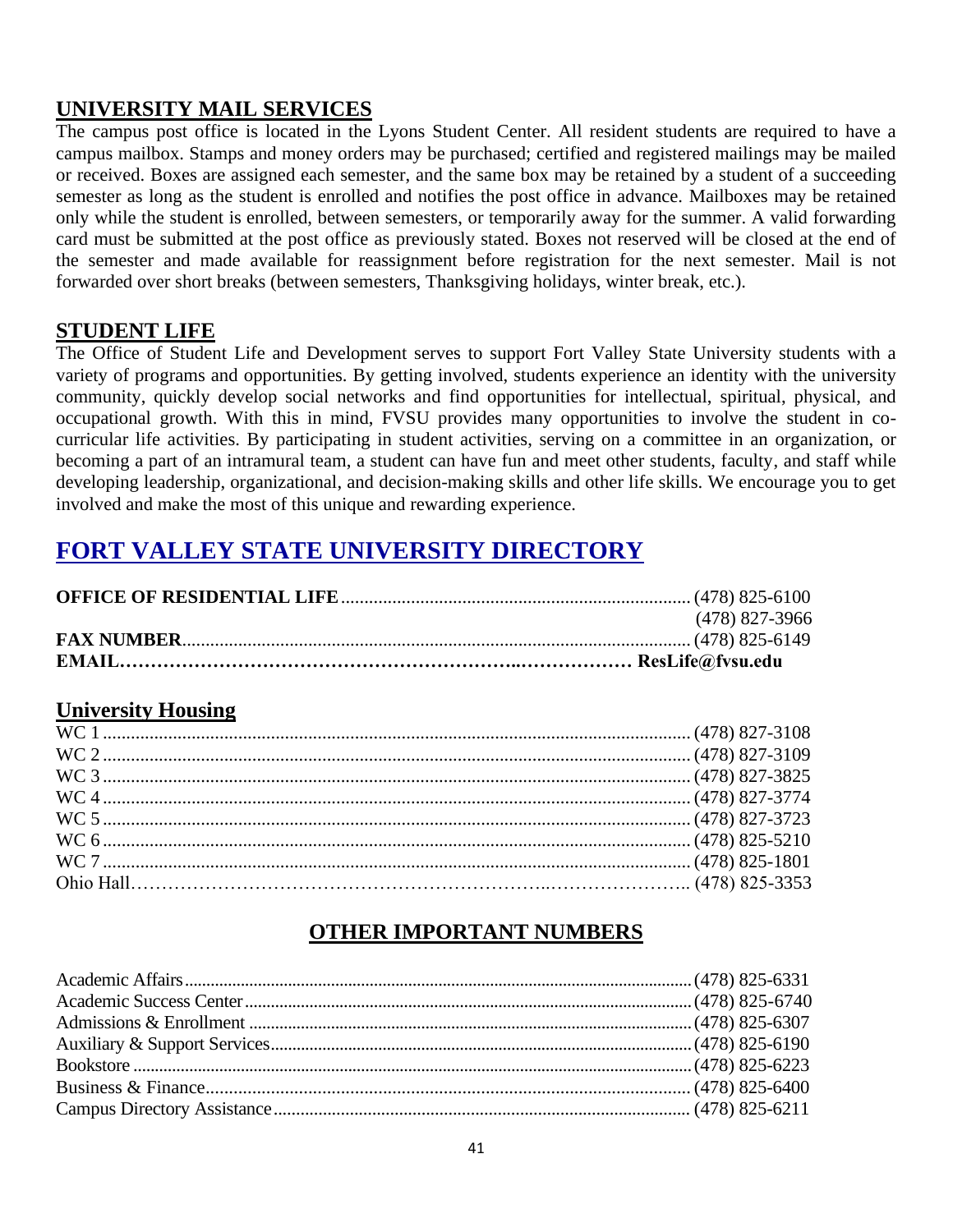## UNIVERSITY MAIL SERVICES

The campus post office is located in the Lyons Student Center. All resident students are required to have a campus mailbox. Stamps and money orders may be purchased; certified and registered mailings may be mailed or received. Boxes are assigned each semester, and the same box may be retained by a student of a succeeding semester as long as the student is enrolled and notifies the post office in advance. Mailboxes may be retained only while the student is enrolled, between semesters, or temporarily away for the summer. A valid forwarding card must be submitted at the post office as previously stated. Boxes not reserved will be closed at the end of the semester and made available for reassignment before registration for the next semester. Mail is not forwarded over short breaks (between semesters, Thanksgiving holidays, winter break, etc.).

## STUDENT LIFE

The Office of Student Life and Development serves to support Fort Valley State University students with a variety of programs and opportunities. By getting involved, students experience an identity with the university community, quickly develop social networks and find opportunities for intellectual, spiritual, physical, and occupational growth. With this in mind, FVSU provides many opportunities to involve the student in co-curricular life activities. By participating in student activities, serving on a committee in an organization, or becoming a part of an intramural team, a student can have fun and meet other students, faculty, and staff while developing leadership, organizational, and decision-making skills and other life skills. We encourage you to get involved and make the most of this unique and rewarding experience.

# FORT VALLEY STATE UNIVERSITY DIRECTORY

| | |
|---|---|
| **OFFICE OF RESIDENTIAL LIFE** | (478) 825-6100 |
| | (478) 827-3966 |
| **FAX NUMBER** | (478) 825-6149 |
| **EMAIL** | **ResLife@fvsu.edu** |

## University Housing

| | |
|---|---|
| WC 1 | (478) 827-3108 |
| WC 2 | (478) 827-3109 |
| WC 3 | (478) 827-3825 |
| WC 4 | (478) 827-3774 |
| WC 5 | (478) 827-3723 |
| WC 6 | (478) 825-5210 |
| WC 7 | (478) 825-1801 |
| Ohio Hall | (478) 825-3353 |

## OTHER IMPORTANT NUMBERS

| | |
|---|---|
| Academic Affairs | (478) 825-6331 |
| Academic Success Center | (478) 825-6740 |
| Admissions & Enrollment | (478) 825-6307 |
| Auxiliary & Support Services | (478) 825-6190 |
| Bookstore | (478) 825-6223 |
| Business & Finance | (478) 825-6400 |
| Campus Directory Assistance | (478) 825-6211 |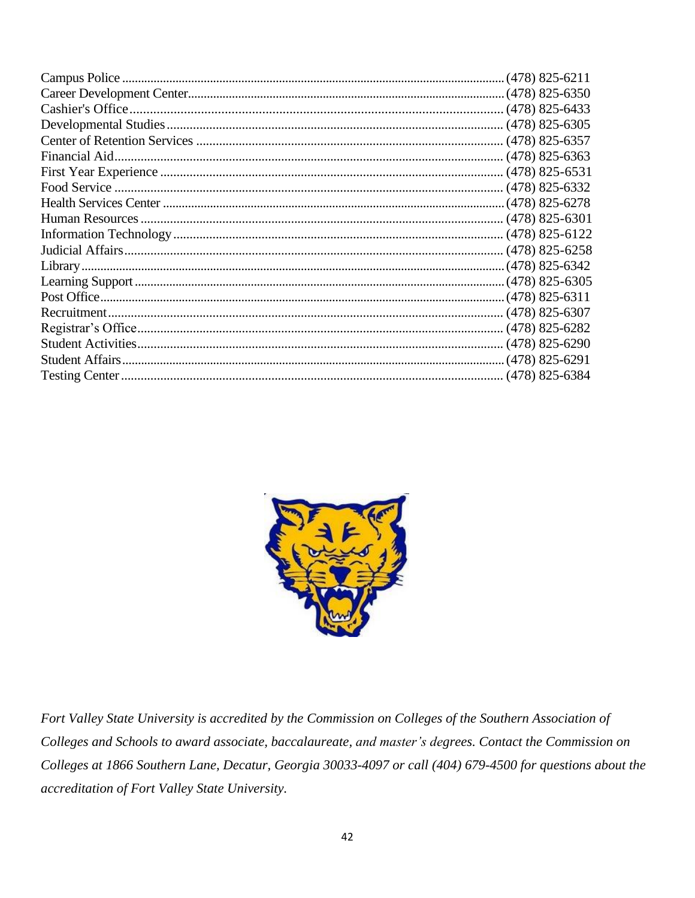| | |
|---|---|
| Campus Police | (478) 825-6211 |
| Career Development Center | (478) 825-6350 |
| Cashier's Office | (478) 825-6433 |
| Developmental Studies | (478) 825-6305 |
| Center of Retention Services | (478) 825-6357 |
| Financial Aid | (478) 825-6363 |
| First Year Experience | (478) 825-6531 |
| Food Service | (478) 825-6332 |
| Health Services Center | (478) 825-6278 |
| Human Resources | (478) 825-6301 |
| Information Technology | (478) 825-6122 |
| Judicial Affairs | (478) 825-6258 |
| Library | (478) 825-6342 |
| Learning Support | (478) 825-6305 |
| Post Office | (478) 825-6311 |
| Recruitment | (478) 825-6307 |
| Registrar's Office | (478) 825-6282 |
| Student Activities | (478) 825-6290 |
| Student Affairs | (478) 825-6291 |
| Testing Center | (478) 825-6384 |

*Fort Valley State University is accredited by the Commission on Colleges of the Southern Association of Colleges and Schools to award associate, baccalaureate, and master's degrees. Contact the Commission on Colleges at 1866 Southern Lane, Decatur, Georgia 30033-4097 or call (404) 679-4500 for questions about the accreditation of Fort Valley State University.*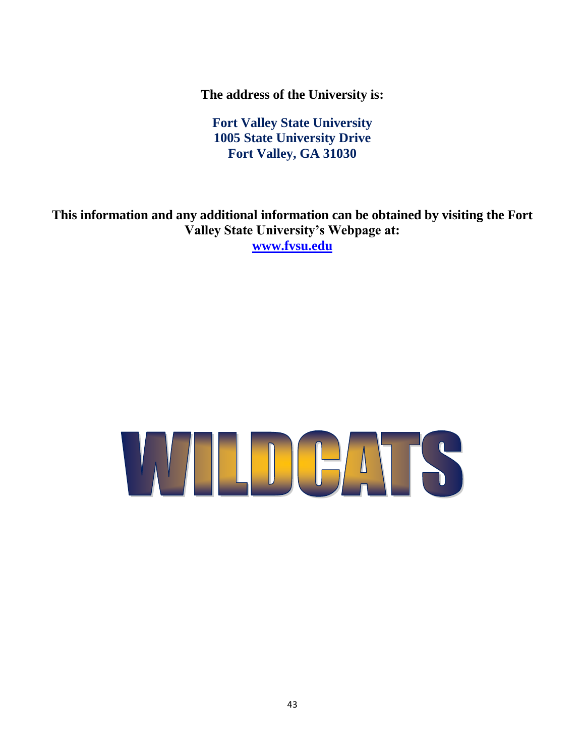**The address of the University is:**

**Fort Valley State University**
**1005 State University Drive**
**Fort Valley, GA 31030**

**This information and any additional information can be obtained by visiting the Fort Valley State University's Webpage at:**
**[www.fvsu.edu](http://www.fvsu.edu)**

**WILDCATS**